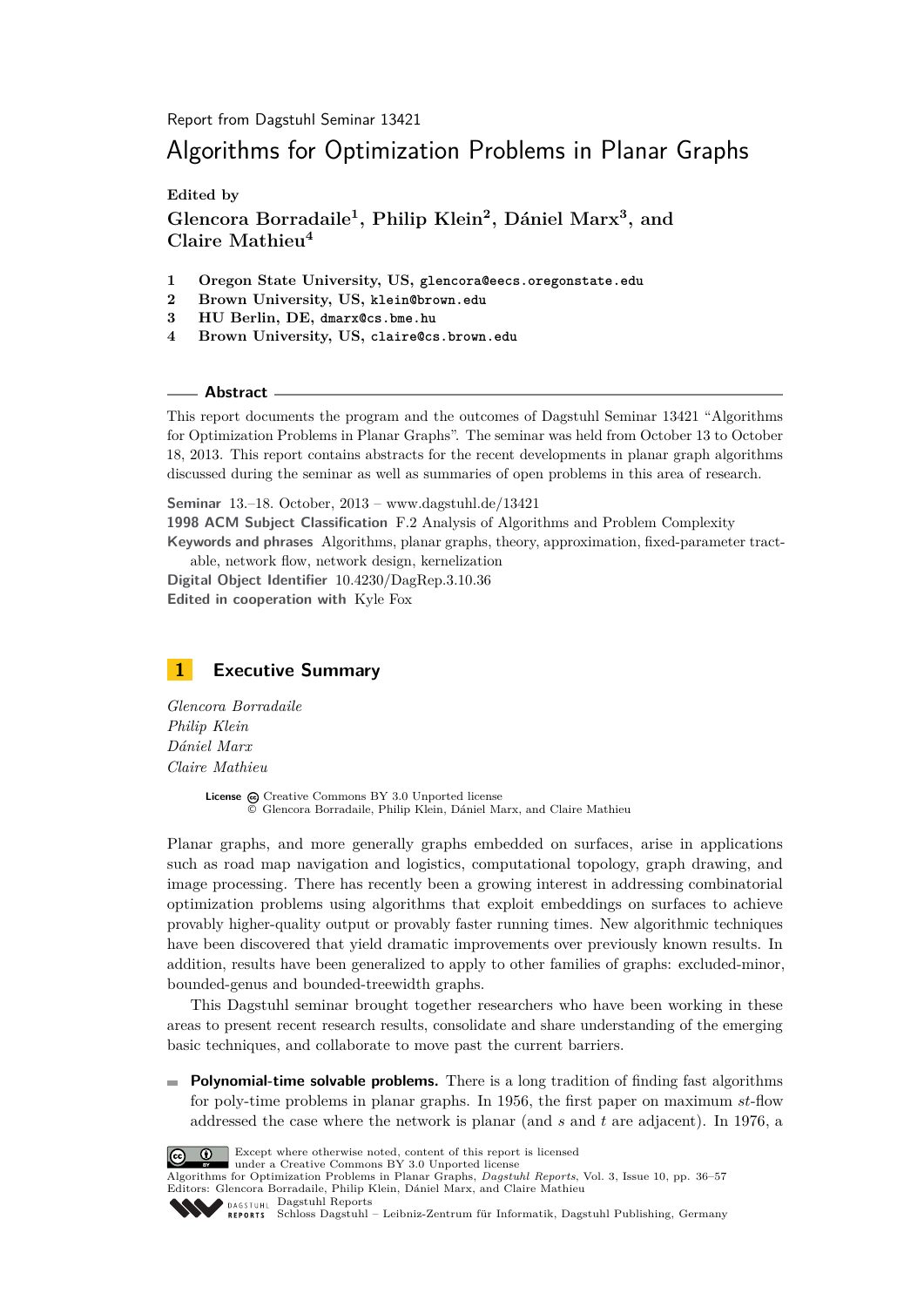Report from Dagstuhl Seminar 13421

# Algorithms for Optimization Problems in Planar Graphs

**Edited by**

**Glencora Borradaile[1], Philip Klein[2], Dániel Marx[3], and Claire Mathieu[4]**

1 **Oregon State University, US,** glencora@eecs.oregonstate.edu
2 **Brown University, US,** klein@brown.edu
3 **HU Berlin, DE,** dmarx@cs.bme.hu
4 **Brown University, US,** claire@cs.brown.edu

## Abstract

This report documents the program and the outcomes of Dagstuhl Seminar 13421 "Algorithms for Optimization Problems in Planar Graphs". The seminar was held from October 13 to October 18, 2013. This report contains abstracts for the recent developments in planar graph algorithms discussed during the seminar as well as summaries of open problems in this area of research.

**Seminar** 13.–18. October, 2013 – www.dagstuhl.de/13421
**1998 ACM Subject Classification** F.2 Analysis of Algorithms and Problem Complexity
**Keywords and phrases** Algorithms, planar graphs, theory, approximation, fixed-parameter tractable, network flow, network design, kernelization
**Digital Object Identifier** 10.4230/DagRep.3.10.36
**Edited in cooperation with** Kyle Fox

## 1 Executive Summary

*Glencora Borradaile*
*Philip Klein*
*Dániel Marx*
*Claire Mathieu*

**License** Creative Commons BY 3.0 Unported license
© Glencora Borradaile, Philip Klein, Dániel Marx, and Claire Mathieu

Planar graphs, and more generally graphs embedded on surfaces, arise in applications such as road map navigation and logistics, computational topology, graph drawing, and image processing. There has recently been a growing interest in addressing combinatorial optimization problems using algorithms that exploit embeddings on surfaces to achieve provably higher-quality output or provably faster running times. New algorithmic techniques have been discovered that yield dramatic improvements over previously known results. In addition, results have been generalized to apply to other families of graphs: excluded-minor, bounded-genus and bounded-treewidth graphs.

This Dagstuhl seminar brought together researchers who have been working in these areas to present recent research results, consolidate and share understanding of the emerging basic techniques, and collaborate to move past the current barriers.

- **Polynomial-time solvable problems.** There is a long tradition of finding fast algorithms for poly-time problems in planar graphs. In 1956, the first paper on maximum $st$-flow addressed the case where the network is planar (and $s$ and $t$ are adjacent). In 1976, a

Except where otherwise noted, content of this report is licensed under a Creative Commons BY 3.0 Unported license
Algorithms for Optimization Problems in Planar Graphs, *Dagstuhl Reports*, Vol. 3, Issue 10, pp. 36–57
Editors: Glencora Borradaile, Philip Klein, Dániel Marx, and Claire Mathieu
Dagstuhl Reports
Schloss Dagstuhl – Leibniz-Zentrum für Informatik, Dagstuhl Publishing, Germany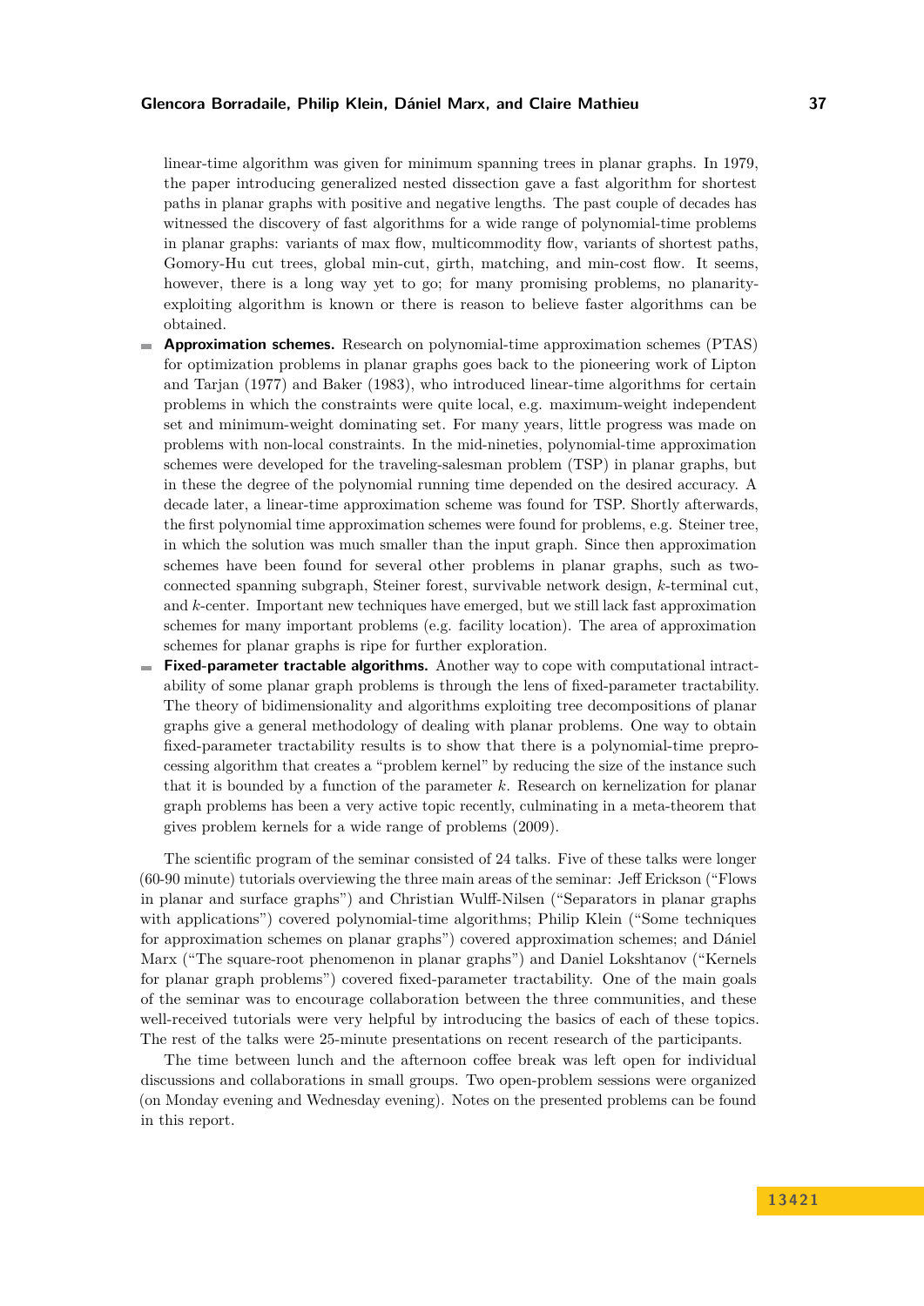linear-time algorithm was given for minimum spanning trees in planar graphs. In 1979, the paper introducing generalized nested dissection gave a fast algorithm for shortest paths in planar graphs with positive and negative lengths. The past couple of decades has witnessed the discovery of fast algorithms for a wide range of polynomial-time problems in planar graphs: variants of max flow, multicommodity flow, variants of shortest paths, Gomory-Hu cut trees, global min-cut, girth, matching, and min-cost flow. It seems, however, there is a long way yet to go; for many promising problems, no planarity-exploiting algorithm is known or there is reason to believe faster algorithms can be obtained.

- **Approximation schemes.** Research on polynomial-time approximation schemes (PTAS) for optimization problems in planar graphs goes back to the pioneering work of Lipton and Tarjan (1977) and Baker (1983), who introduced linear-time algorithms for certain problems in which the constraints were quite local, e.g. maximum-weight independent set and minimum-weight dominating set. For many years, little progress was made on problems with non-local constraints. In the mid-nineties, polynomial-time approximation schemes were developed for the traveling-salesman problem (TSP) in planar graphs, but in these the degree of the polynomial running time depended on the desired accuracy. A decade later, a linear-time approximation scheme was found for TSP. Shortly afterwards, the first polynomial time approximation schemes were found for problems, e.g. Steiner tree, in which the solution was much smaller than the input graph. Since then approximation schemes have been found for several other problems in planar graphs, such as two-connected spanning subgraph, Steiner forest, survivable network design, $k$-terminal cut, and $k$-center. Important new techniques have emerged, but we still lack fast approximation schemes for many important problems (e.g. facility location). The area of approximation schemes for planar graphs is ripe for further exploration.
- **Fixed-parameter tractable algorithms.** Another way to cope with computational intractability of some planar graph problems is through the lens of fixed-parameter tractability. The theory of bidimensionality and algorithms exploiting tree decompositions of planar graphs give a general methodology of dealing with planar problems. One way to obtain fixed-parameter tractability results is to show that there is a polynomial-time preprocessing algorithm that creates a "problem kernel" by reducing the size of the instance such that it is bounded by a function of the parameter $k$. Research on kernelization for planar graph problems has been a very active topic recently, culminating in a meta-theorem that gives problem kernels for a wide range of problems (2009).

The scientific program of the seminar consisted of 24 talks. Five of these talks were longer (60-90 minute) tutorials overviewing the three main areas of the seminar: Jeff Erickson ("Flows in planar and surface graphs") and Christian Wulff-Nilsen ("Separators in planar graphs with applications") covered polynomial-time algorithms; Philip Klein ("Some techniques for approximation schemes on planar graphs") covered approximation schemes; and Dániel Marx ("The square-root phenomenon in planar graphs") and Daniel Lokshtanov ("Kernels for planar graph problems") covered fixed-parameter tractability. One of the main goals of the seminar was to encourage collaboration between the three communities, and these well-received tutorials were very helpful by introducing the basics of each of these topics. The rest of the talks were 25-minute presentations on recent research of the participants.

The time between lunch and the afternoon coffee break was left open for individual discussions and collaborations in small groups. Two open-problem sessions were organized (on Monday evening and Wednesday evening). Notes on the presented problems can be found in this report.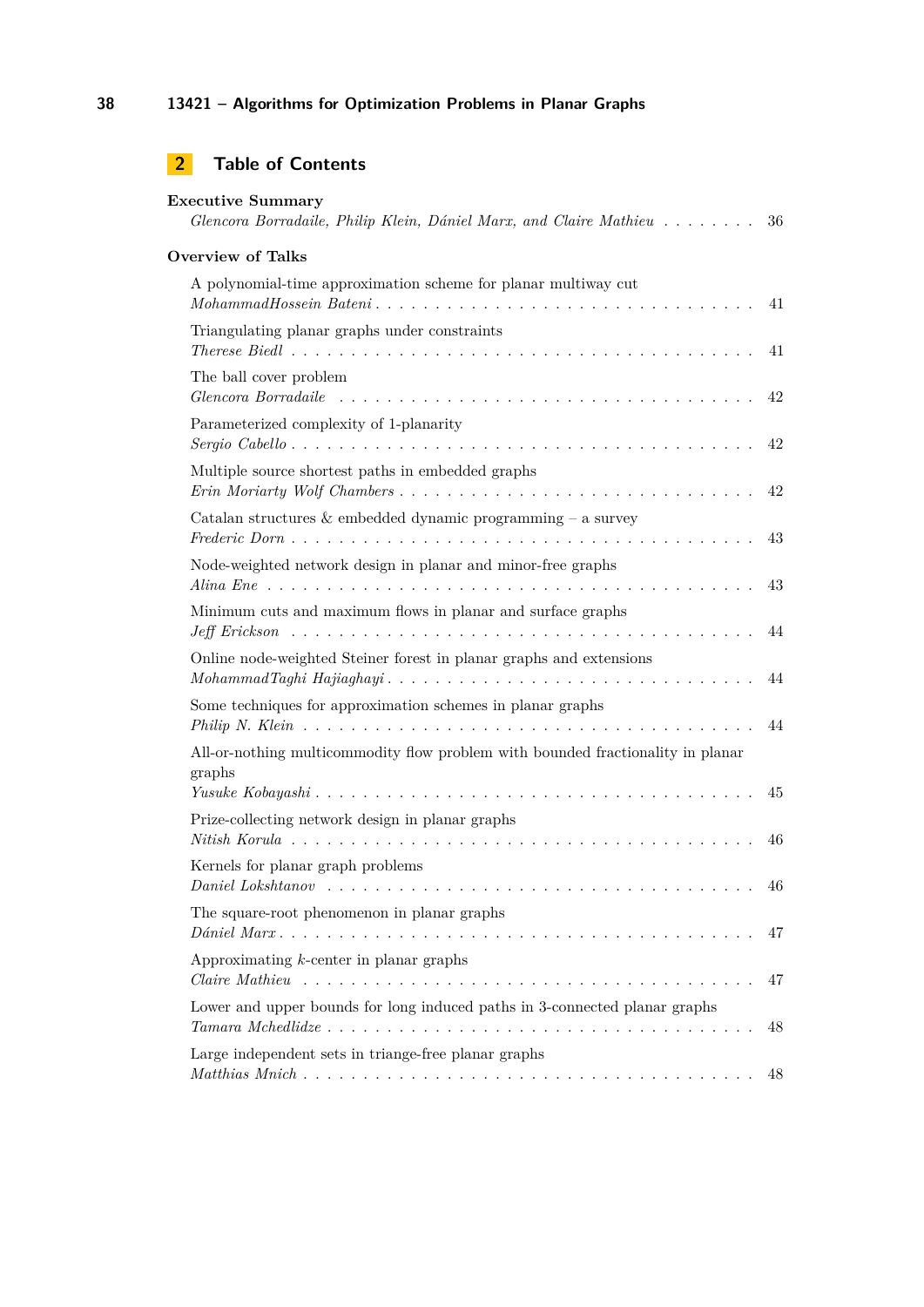## 2 Table of Contents

**Executive Summary**
*Glencora Borradaile, Philip Klein, Dániel Marx, and Claire Mathieu* . . . . . . . . 36

**Overview of Talks**

A polynomial-time approximation scheme for planar multiway cut
*MohammadHossein Bateni* . . . . . . . . . . . . . . . . . . . . . . . . . . . . . 41

Triangulating planar graphs under constraints
*Therese Biedl* . . . . . . . . . . . . . . . . . . . . . . . . . . . . . . . . . . 41

The ball cover problem
*Glencora Borradaile* . . . . . . . . . . . . . . . . . . . . . . . . . . . . . . . 42

Parameterized complexity of 1-planarity
*Sergio Cabello* . . . . . . . . . . . . . . . . . . . . . . . . . . . . . . . . . . 42

Multiple source shortest paths in embedded graphs
*Erin Moriarty Wolf Chambers* . . . . . . . . . . . . . . . . . . . . . . . . . . . 42

Catalan structures & embedded dynamic programming – a survey
*Frederic Dorn* . . . . . . . . . . . . . . . . . . . . . . . . . . . . . . . . . . 43

Node-weighted network design in planar and minor-free graphs
*Alina Ene* . . . . . . . . . . . . . . . . . . . . . . . . . . . . . . . . . . . . 43

Minimum cuts and maximum flows in planar and surface graphs
*Jeff Erickson* . . . . . . . . . . . . . . . . . . . . . . . . . . . . . . . . . . 44

Online node-weighted Steiner forest in planar graphs and extensions
*MohammadTaghi Hajiaghayi* . . . . . . . . . . . . . . . . . . . . . . . . . . . . 44

Some techniques for approximation schemes in planar graphs
*Philip N. Klein* . . . . . . . . . . . . . . . . . . . . . . . . . . . . . . . . . 44

All-or-nothing multicommodity flow problem with bounded fractionality in planar graphs
*Yusuke Kobayashi* . . . . . . . . . . . . . . . . . . . . . . . . . . . . . . . . 45

Prize-collecting network design in planar graphs
*Nitish Korula* . . . . . . . . . . . . . . . . . . . . . . . . . . . . . . . . . . 46

Kernels for planar graph problems
*Daniel Lokshtanov* . . . . . . . . . . . . . . . . . . . . . . . . . . . . . . . . 46

The square-root phenomenon in planar graphs
*Dániel Marx* . . . . . . . . . . . . . . . . . . . . . . . . . . . . . . . . . . . 47

Approximating $k$-center in planar graphs
*Claire Mathieu* . . . . . . . . . . . . . . . . . . . . . . . . . . . . . . . . . 47

Lower and upper bounds for long induced paths in 3-connected planar graphs
*Tamara Mchedlidze* . . . . . . . . . . . . . . . . . . . . . . . . . . . . . . . . 48

Large independent sets in triange-free planar graphs
*Matthias Mnich* . . . . . . . . . . . . . . . . . . . . . . . . . . . . . . . . . 48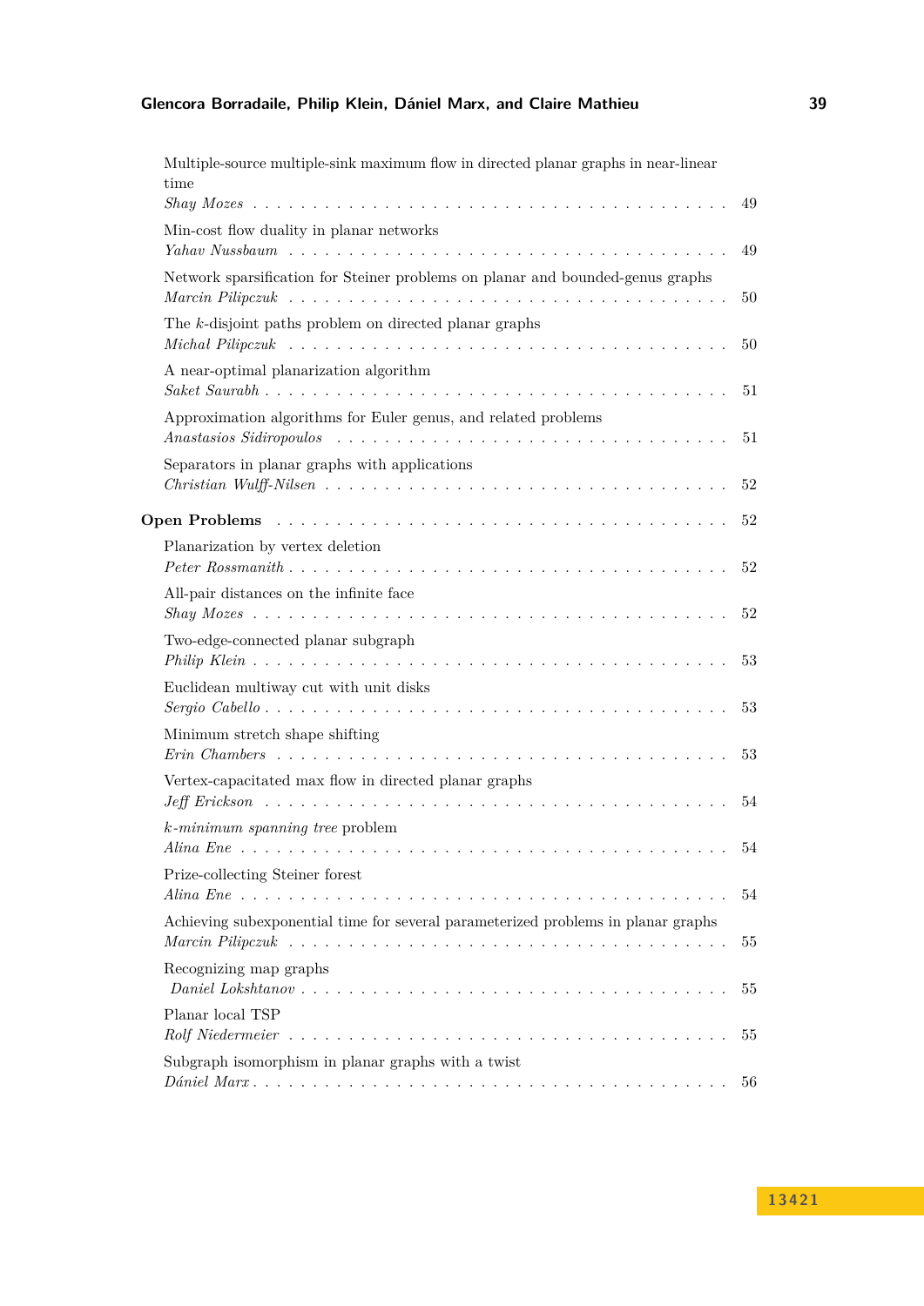Multiple-source multiple-sink maximum flow in directed planar graphs in near-linear time
*Shay Mozes* . . . . . . . . . . . . . . . . . . . . . . . . . . . . . . . . . . . . . . 49

Min-cost flow duality in planar networks
*Yahav Nussbaum* . . . . . . . . . . . . . . . . . . . . . . . . . . . . . . . . . . 49

Network sparsification for Steiner problems on planar and bounded-genus graphs
*Marcin Pilipczuk* . . . . . . . . . . . . . . . . . . . . . . . . . . . . . . . . . . 50

The $k$-disjoint paths problem on directed planar graphs
*Michał Pilipczuk* . . . . . . . . . . . . . . . . . . . . . . . . . . . . . . . . . . 50

A near-optimal planarization algorithm
*Saket Saurabh* . . . . . . . . . . . . . . . . . . . . . . . . . . . . . . . . . . . 51

Approximation algorithms for Euler genus, and related problems
*Anastasios Sidiropoulos* . . . . . . . . . . . . . . . . . . . . . . . . . . . . . 51

Separators in planar graphs with applications
*Christian Wulff-Nilsen* . . . . . . . . . . . . . . . . . . . . . . . . . . . . . 52

**Open Problems** . . . . . . . . . . . . . . . . . . . . . . . . . . . . . . . . . . 52

Planarization by vertex deletion
*Peter Rossmanith* . . . . . . . . . . . . . . . . . . . . . . . . . . . . . . . . . 52

All-pair distances on the infinite face
*Shay Mozes* . . . . . . . . . . . . . . . . . . . . . . . . . . . . . . . . . . . . . 52

Two-edge-connected planar subgraph
*Philip Klein* . . . . . . . . . . . . . . . . . . . . . . . . . . . . . . . . . . . . . 53

Euclidean multiway cut with unit disks
*Sergio Cabello* . . . . . . . . . . . . . . . . . . . . . . . . . . . . . . . . . . . 53

Minimum stretch shape shifting
*Erin Chambers* . . . . . . . . . . . . . . . . . . . . . . . . . . . . . . . . . . . 53

Vertex-capacitated max flow in directed planar graphs
*Jeff Erickson* . . . . . . . . . . . . . . . . . . . . . . . . . . . . . . . . . . . . 54

*$k$-minimum spanning tree* problem
*Alina Ene* . . . . . . . . . . . . . . . . . . . . . . . . . . . . . . . . . . . . . . 54

Prize-collecting Steiner forest
*Alina Ene* . . . . . . . . . . . . . . . . . . . . . . . . . . . . . . . . . . . . . . 54

Achieving subexponential time for several parameterized problems in planar graphs
*Marcin Pilipczuk* . . . . . . . . . . . . . . . . . . . . . . . . . . . . . . . . . . 55

Recognizing map graphs
*Daniel Lokshtanov* . . . . . . . . . . . . . . . . . . . . . . . . . . . . . . . . 55

Planar local TSP
*Rolf Niedermeier* . . . . . . . . . . . . . . . . . . . . . . . . . . . . . . . . . 55

Subgraph isomorphism in planar graphs with a twist
*Dániel Marx* . . . . . . . . . . . . . . . . . . . . . . . . . . . . . . . . . . . . . 56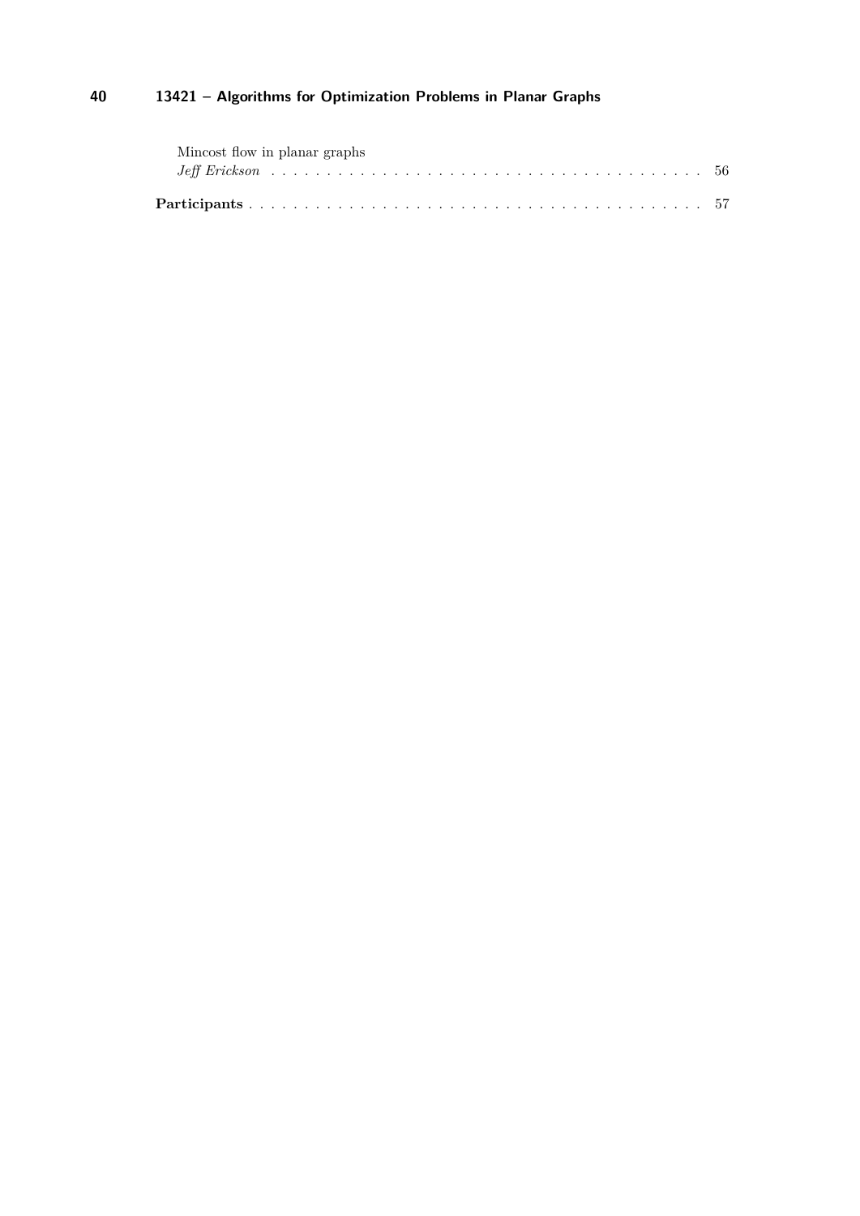Mincost flow in planar graphs
*Jeff Erickson* . . . . . . . . . . . . . . . . . . . . . . . . . . . . . . . . . . . . . . . . 56

**Participants** . . . . . . . . . . . . . . . . . . . . . . . . . . . . . . . . . . . . . . . . 57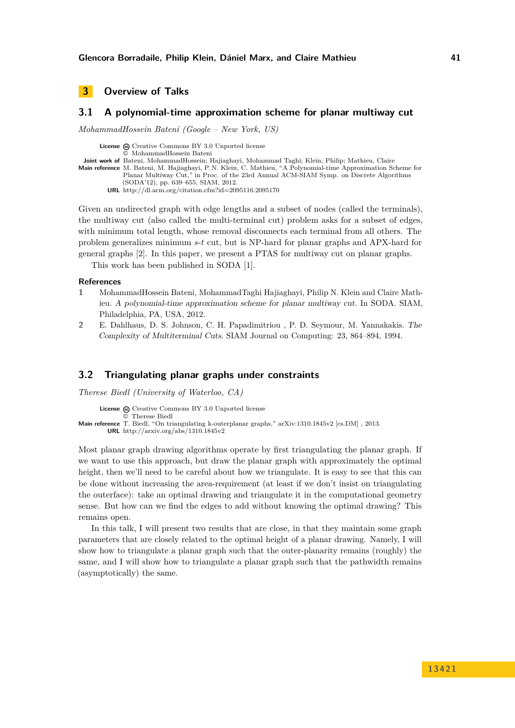## 3 Overview of Talks

### 3.1 A polynomial-time approximation scheme for planar multiway cut

*MohammadHossein Bateni (Google – New York, US)*

**License** Creative Commons BY 3.0 Unported license
© MohammadHossein Bateni
**Joint work of** Bateni, MohammadHossein; Hajiaghayi, Mohammad Taghi; Klein, Philip; Mathieu, Claire
**Main reference** M. Bateni, M. Hajiaghayi, P.N. Klein, C. Mathieu, "A Polynomial-time Approximation Scheme for Planar Multiway Cut," in Proc. of the 23rd Annual ACM-SIAM Symp. on Discrete Algorithms (SODA'12), pp. 639–655, SIAM, 2012.
**URL** http://dl.acm.org/citation.cfm?id=2095116.2095170

Given an undirected graph with edge lengths and a subset of nodes (called the terminals), the multiway cut (also called the multi-terminal cut) problem asks for a subset of edges, with minimum total length, whose removal disconnects each terminal from all others. The problem generalizes minimum $s$-$t$ cut, but is NP-hard for planar graphs and APX-hard for general graphs [2]. In this paper, we present a PTAS for multiway cut on planar graphs.

This work has been published in SODA [1].

#### References

1. MohammadHossein Bateni, MohammadTaghi Hajiaghayi, Philip N. Klein and Claire Mathieu. *A polynomial-time approximation scheme for planar multiway cut.* In SODA. SIAM, Philadelphia, PA, USA, 2012.
2. E. Dahlhaus, D. S. Johnson, C. H. Papadimitriou , P. D. Seymour, M. Yannakakis. *The Complexity of Multiterminal Cuts.* SIAM Journal on Computing: 23, 864–894, 1994.

### 3.2 Triangulating planar graphs under constraints

*Therese Biedl (University of Waterloo, CA)*

**License** Creative Commons BY 3.0 Unported license
© Therese Biedl
**Main reference** T. Biedl, "On triangulating k-outerplanar graphs," arXiv:1310.1845v2 [cs.DM] , 2013.
**URL** http://arxiv.org/abs/1310.1845v2

Most planar graph drawing algorithms operate by first triangulating the planar graph. If we want to use this approach, but draw the planar graph with approximately the optimal height, then we'll need to be careful about how we triangulate. It is easy to see that this can be done without increasing the area-requirement (at least if we don't insist on triangulating the outerface): take an optimal drawing and triangulate it in the computational geometry sense. But how can we find the edges to add without knowing the optimal drawing? This remains open.

In this talk, I will present two results that are close, in that they maintain some graph parameters that are closely related to the optimal height of a planar drawing. Namely, I will show how to triangulate a planar graph such that the outer-planarity remains (roughly) the same, and I will show how to triangulate a planar graph such that the pathwidth remains (asymptotically) the same.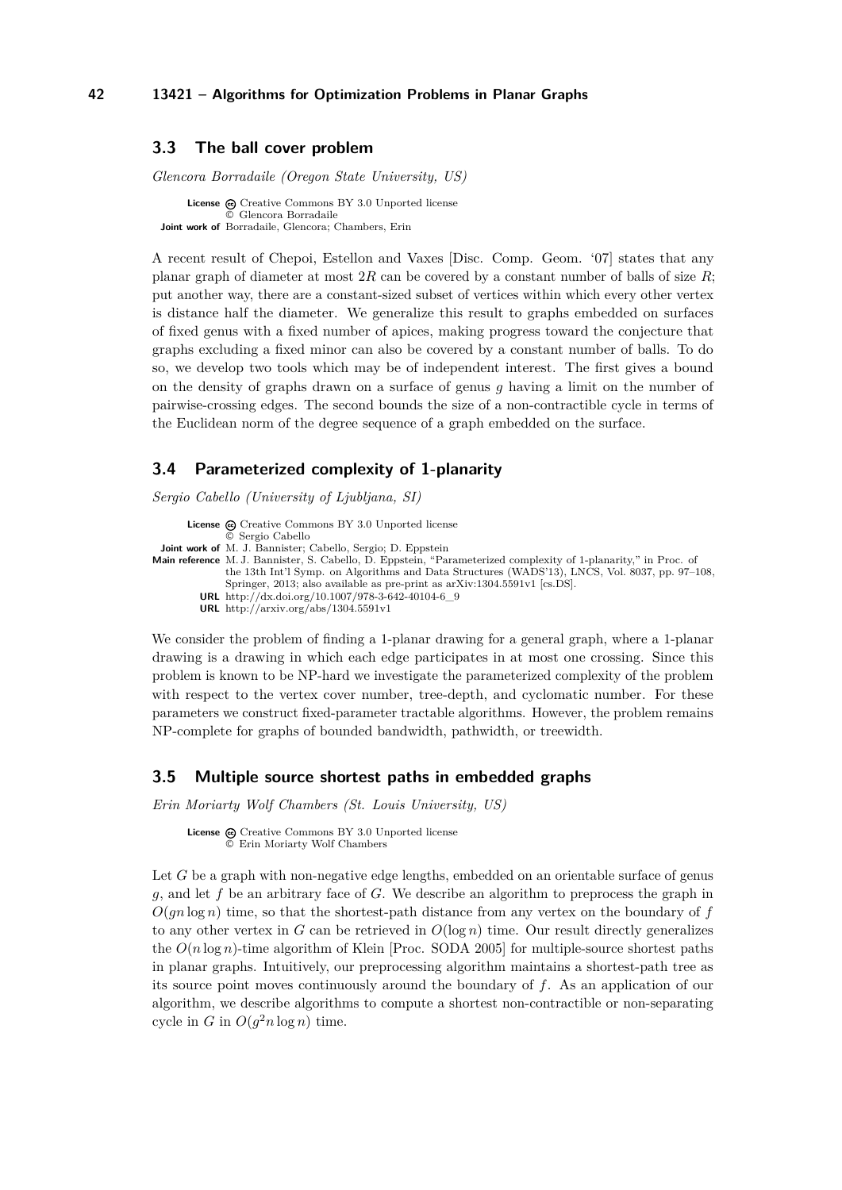## 3.3 The ball cover problem

*Glencora Borradaile (Oregon State University, US)*

**License** Creative Commons BY 3.0 Unported license
© Glencora Borradaile
**Joint work of** Borradaile, Glencora; Chambers, Erin

A recent result of Chepoi, Estellon and Vaxes [Disc. Comp. Geom. '07] states that any planar graph of diameter at most $2R$ can be covered by a constant number of balls of size $R$; put another way, there are a constant-sized subset of vertices within which every other vertex is distance half the diameter. We generalize this result to graphs embedded on surfaces of fixed genus with a fixed number of apices, making progress toward the conjecture that graphs excluding a fixed minor can also be covered by a constant number of balls. To do so, we develop two tools which may be of independent interest. The first gives a bound on the density of graphs drawn on a surface of genus $g$ having a limit on the number of pairwise-crossing edges. The second bounds the size of a non-contractible cycle in terms of the Euclidean norm of the degree sequence of a graph embedded on the surface.

## 3.4 Parameterized complexity of 1-planarity

*Sergio Cabello (University of Ljubljana, SI)*

**License** Creative Commons BY 3.0 Unported license
© Sergio Cabello
**Joint work of** M. J. Bannister; Cabello, Sergio; D. Eppstein
**Main reference** M. J. Bannister, S. Cabello, D. Eppstein, "Parameterized complexity of 1-planarity," in Proc. of the 13th Int'l Symp. on Algorithms and Data Structures (WADS'13), LNCS, Vol. 8037, pp. 97–108, Springer, 2013; also available as pre-print as arXiv:1304.5591v1 [cs.DS].
**URL** http://dx.doi.org/10.1007/978-3-642-40104-6_9
**URL** http://arxiv.org/abs/1304.5591v1

We consider the problem of finding a 1-planar drawing for a general graph, where a 1-planar drawing is a drawing in which each edge participates in at most one crossing. Since this problem is known to be NP-hard we investigate the parameterized complexity of the problem with respect to the vertex cover number, tree-depth, and cyclomatic number. For these parameters we construct fixed-parameter tractable algorithms. However, the problem remains NP-complete for graphs of bounded bandwidth, pathwidth, or treewidth.

## 3.5 Multiple source shortest paths in embedded graphs

*Erin Moriarty Wolf Chambers (St. Louis University, US)*

**License** Creative Commons BY 3.0 Unported license
© Erin Moriarty Wolf Chambers

Let $G$ be a graph with non-negative edge lengths, embedded on an orientable surface of genus $g$, and let $f$ be an arbitrary face of $G$. We describe an algorithm to preprocess the graph in $O(gn \log n)$ time, so that the shortest-path distance from any vertex on the boundary of $f$ to any other vertex in $G$ can be retrieved in $O(\log n)$ time. Our result directly generalizes the $O(n \log n)$-time algorithm of Klein [Proc. SODA 2005] for multiple-source shortest paths in planar graphs. Intuitively, our preprocessing algorithm maintains a shortest-path tree as its source point moves continuously around the boundary of $f$. As an application of our algorithm, we describe algorithms to compute a shortest non-contractible or non-separating cycle in $G$ in $O(g^2 n \log n)$ time.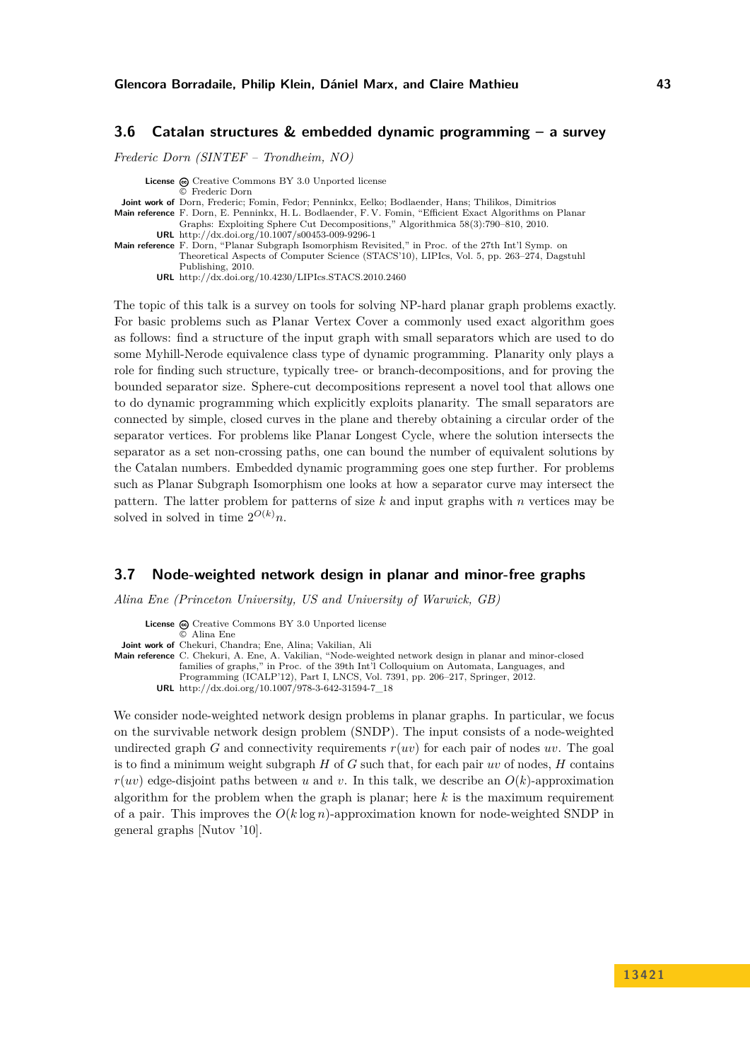### 3.6 Catalan structures & embedded dynamic programming – a survey

*Frederic Dorn (SINTEF – Trondheim, NO)*

**License** Creative Commons BY 3.0 Unported license
© Frederic Dorn
**Joint work of** Dorn, Frederic; Fomin, Fedor; Penninkx, Eelko; Bodlaender, Hans; Thilikos, Dimitrios
**Main reference** F. Dorn, E. Penninkx, H. L. Bodlaender, F. V. Fomin, "Efficient Exact Algorithms on Planar Graphs: Exploiting Sphere Cut Decompositions," Algorithmica 58(3):790–810, 2010.
**URL** http://dx.doi.org/10.1007/s00453-009-9296-1
**Main reference** F. Dorn, "Planar Subgraph Isomorphism Revisited," in Proc. of the 27th Int'l Symp. on Theoretical Aspects of Computer Science (STACS'10), LIPIcs, Vol. 5, pp. 263–274, Dagstuhl Publishing, 2010.
**URL** http://dx.doi.org/10.4230/LIPIcs.STACS.2010.2460

The topic of this talk is a survey on tools for solving NP-hard planar graph problems exactly. For basic problems such as Planar Vertex Cover a commonly used exact algorithm goes as follows: find a structure of the input graph with small separators which are used to do some Myhill-Nerode equivalence class type of dynamic programming. Planarity only plays a role for finding such structure, typically tree- or branch-decompositions, and for proving the bounded separator size. Sphere-cut decompositions represent a novel tool that allows one to do dynamic programming which explicitly exploits planarity. The small separators are connected by simple, closed curves in the plane and thereby obtaining a circular order of the separator vertices. For problems like Planar Longest Cycle, where the solution intersects the separator as a set non-crossing paths, one can bound the number of equivalent solutions by the Catalan numbers. Embedded dynamic programming goes one step further. For problems such as Planar Subgraph Isomorphism one looks at how a separator curve may intersect the pattern. The latter problem for patterns of size $k$ and input graphs with $n$ vertices may be solved in solved in time $2^{O(k)}n$.

### 3.7 Node-weighted network design in planar and minor-free graphs

*Alina Ene (Princeton University, US and University of Warwick, GB)*

**License** Creative Commons BY 3.0 Unported license
© Alina Ene
**Joint work of** Chekuri, Chandra; Ene, Alina; Vakilian, Ali
**Main reference** C. Chekuri, A. Ene, A. Vakilian, "Node-weighted network design in planar and minor-closed families of graphs," in Proc. of the 39th Int'l Colloquium on Automata, Languages, and Programming (ICALP'12), Part I, LNCS, Vol. 7391, pp. 206–217, Springer, 2012.
**URL** http://dx.doi.org/10.1007/978-3-642-31594-7_18

We consider node-weighted network design problems in planar graphs. In particular, we focus on the survivable network design problem (SNDP). The input consists of a node-weighted undirected graph $G$ and connectivity requirements $r(uv)$ for each pair of nodes $uv$. The goal is to find a minimum weight subgraph $H$ of $G$ such that, for each pair $uv$ of nodes, $H$ contains $r(uv)$ edge-disjoint paths between $u$ and $v$. In this talk, we describe an $O(k)$-approximation algorithm for the problem when the graph is planar; here $k$ is the maximum requirement of a pair. This improves the $O(k \log n)$-approximation known for node-weighted SNDP in general graphs [Nutov '10].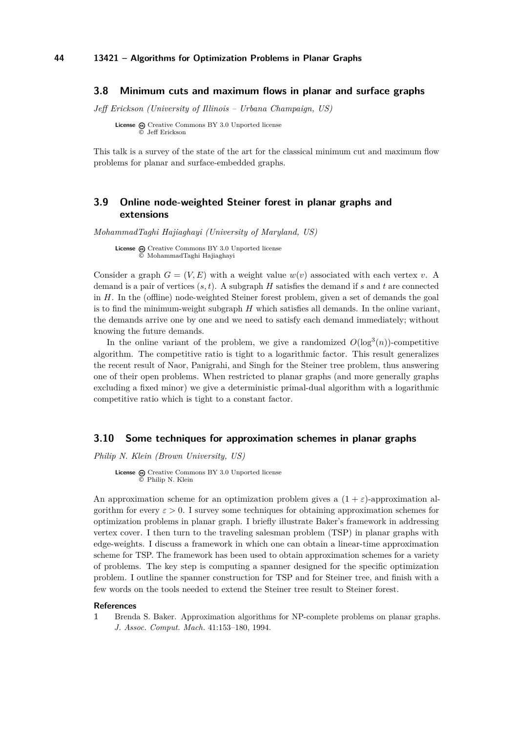## 3.8 Minimum cuts and maximum flows in planar and surface graphs

*Jeff Erickson (University of Illinois – Urbana Champaign, US)*

**License** Creative Commons BY 3.0 Unported license
© Jeff Erickson

This talk is a survey of the state of the art for the classical minimum cut and maximum flow problems for planar and surface-embedded graphs.

## 3.9 Online node-weighted Steiner forest in planar graphs and extensions

*MohammadTaghi Hajiaghayi (University of Maryland, US)*

**License** Creative Commons BY 3.0 Unported license
© MohammadTaghi Hajiaghayi

Consider a graph $G = (V, E)$ with a weight value $w(v)$ associated with each vertex $v$. A demand is a pair of vertices $(s, t)$. A subgraph $H$ satisfies the demand if $s$ and $t$ are connected in $H$. In the (offline) node-weighted Steiner forest problem, given a set of demands the goal is to find the minimum-weight subgraph $H$ which satisfies all demands. In the online variant, the demands arrive one by one and we need to satisfy each demand immediately; without knowing the future demands.

In the online variant of the problem, we give a randomized $O(\log^3(n))$-competitive algorithm. The competitive ratio is tight to a logarithmic factor. This result generalizes the recent result of Naor, Panigrahi, and Singh for the Steiner tree problem, thus answering one of their open problems. When restricted to planar graphs (and more generally graphs excluding a fixed minor) we give a deterministic primal-dual algorithm with a logarithmic competitive ratio which is tight to a constant factor.

## 3.10 Some techniques for approximation schemes in planar graphs

*Philip N. Klein (Brown University, US)*

**License** Creative Commons BY 3.0 Unported license
© Philip N. Klein

An approximation scheme for an optimization problem gives a $(1 + \varepsilon)$-approximation algorithm for every $\varepsilon > 0$. I survey some techniques for obtaining approximation schemes for optimization problems in planar graph. I briefly illustrate Baker's framework in addressing vertex cover. I then turn to the traveling salesman problem (TSP) in planar graphs with edge-weights. I discuss a framework in which one can obtain a linear-time approximation scheme for TSP. The framework has been used to obtain approximation schemes for a variety of problems. The key step is computing a spanner designed for the specific optimization problem. I outline the spanner construction for TSP and for Steiner tree, and finish with a few words on the tools needed to extend the Steiner tree result to Steiner forest.

### References

1. Brenda S. Baker. Approximation algorithms for NP-complete problems on planar graphs. *J. Assoc. Comput. Mach.* 41:153–180, 1994.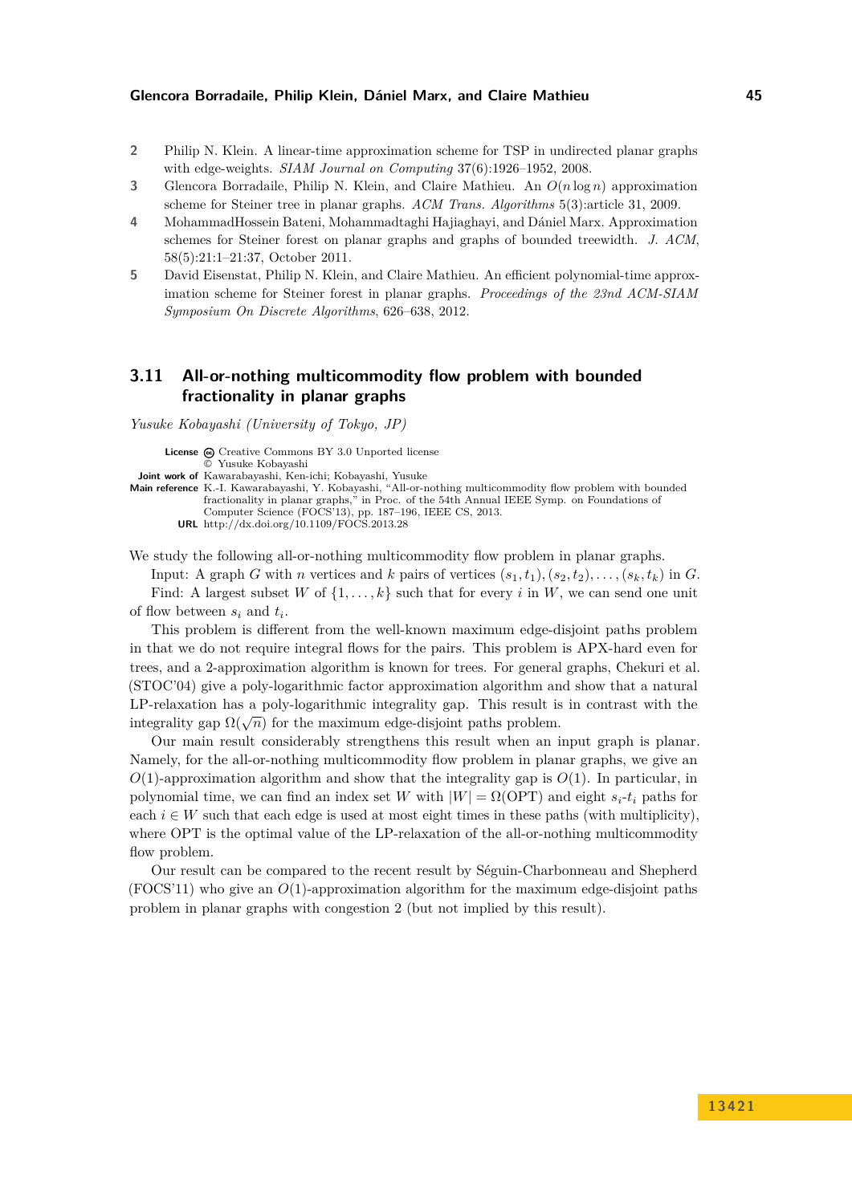2. Philip N. Klein. A linear-time approximation scheme for TSP in undirected planar graphs with edge-weights. *SIAM Journal on Computing* 37(6):1926–1952, 2008.
3. Glencora Borradaile, Philip N. Klein, and Claire Mathieu. An $O(n \log n)$ approximation scheme for Steiner tree in planar graphs. *ACM Trans. Algorithms* 5(3):article 31, 2009.
4. MohammadHossein Bateni, Mohammadtaghi Hajiaghayi, and Dániel Marx. Approximation schemes for Steiner forest on planar graphs and graphs of bounded treewidth. *J. ACM*, 58(5):21:1–21:37, October 2011.
5. David Eisenstat, Philip N. Klein, and Claire Mathieu. An efficient polynomial-time approximation scheme for Steiner forest in planar graphs. *Proceedings of the 23nd ACM-SIAM Symposium On Discrete Algorithms*, 626–638, 2012.

## 3.11 All-or-nothing multicommodity flow problem with bounded fractionality in planar graphs

*Yusuke Kobayashi (University of Tokyo, JP)*

**License** Creative Commons BY 3.0 Unported license
© Yusuke Kobayashi
**Joint work of** Kawarabayashi, Ken-ichi; Kobayashi, Yusuke
**Main reference** K.-I. Kawarabayashi, Y. Kobayashi, "All-or-nothing multicommodity flow problem with bounded fractionality in planar graphs," in Proc. of the 54th Annual IEEE Symp. on Foundations of Computer Science (FOCS'13), pp. 187–196, IEEE CS, 2013.
**URL** http://dx.doi.org/10.1109/FOCS.2013.28

We study the following all-or-nothing multicommodity flow problem in planar graphs.

Input: A graph $G$ with $n$ vertices and $k$ pairs of vertices $(s_1, t_1), (s_2, t_2), \ldots, (s_k, t_k)$ in $G$.

Find: A largest subset $W$ of $\{1, \ldots, k\}$ such that for every $i$ in $W$, we can send one unit of flow between $s_i$ and $t_i$.

This problem is different from the well-known maximum edge-disjoint paths problem in that we do not require integral flows for the pairs. This problem is APX-hard even for trees, and a 2-approximation algorithm is known for trees. For general graphs, Chekuri et al. (STOC'04) give a poly-logarithmic factor approximation algorithm and show that a natural LP-relaxation has a poly-logarithmic integrality gap. This result is in contrast with the integrality gap $\Omega(\sqrt{n})$ for the maximum edge-disjoint paths problem.

Our main result considerably strengthens this result when an input graph is planar. Namely, for the all-or-nothing multicommodity flow problem in planar graphs, we give an $O(1)$-approximation algorithm and show that the integrality gap is $O(1)$. In particular, in polynomial time, we can find an index set $W$ with $|W| = \Omega(\mathrm{OPT})$ and eight $s_i$-$t_i$ paths for each $i \in W$ such that each edge is used at most eight times in these paths (with multiplicity), where OPT is the optimal value of the LP-relaxation of the all-or-nothing multicommodity flow problem.

Our result can be compared to the recent result by Séguin-Charbonneau and Shepherd (FOCS'11) who give an $O(1)$-approximation algorithm for the maximum edge-disjoint paths problem in planar graphs with congestion 2 (but not implied by this result).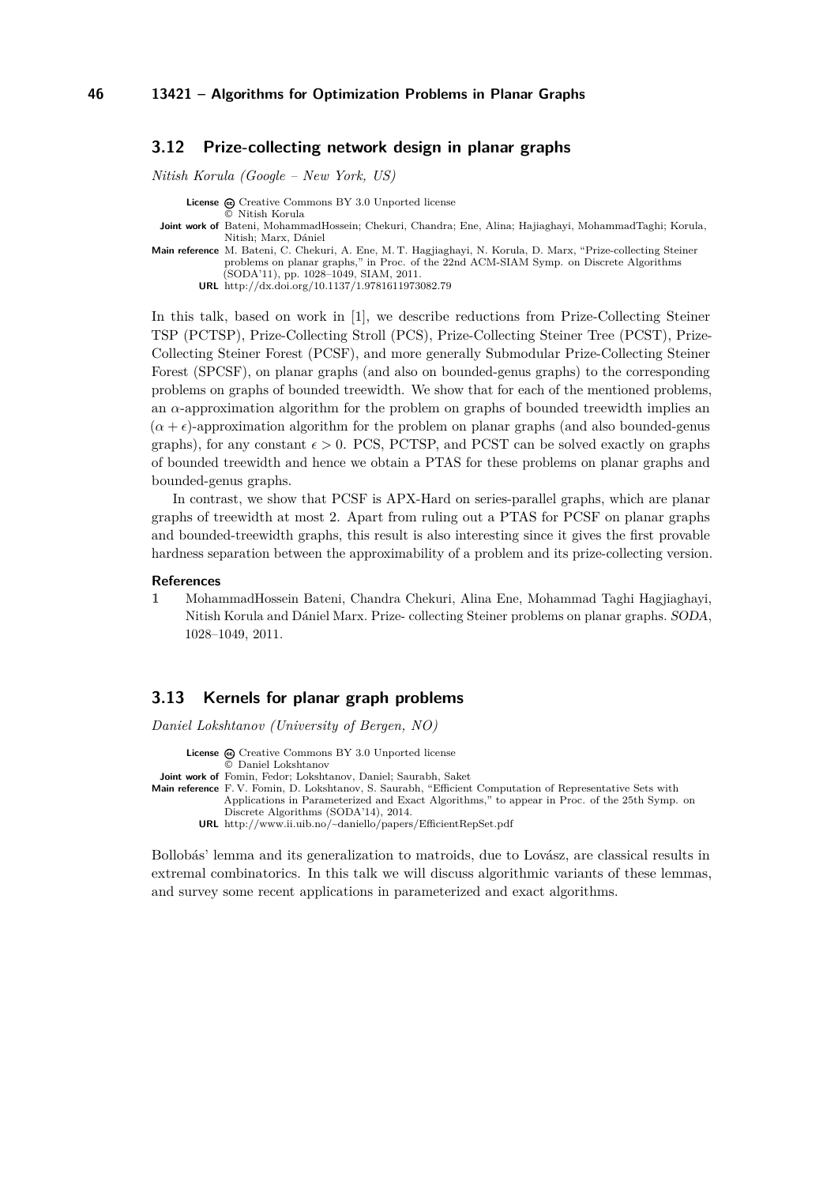### 3.12 Prize-collecting network design in planar graphs

*Nitish Korula (Google – New York, US)*

**License** Creative Commons BY 3.0 Unported license
© Nitish Korula
**Joint work of** Bateni, MohammadHossein; Chekuri, Chandra; Ene, Alina; Hajiaghayi, MohammadTaghi; Korula, Nitish; Marx, Dániel
**Main reference** M. Bateni, C. Chekuri, A. Ene, M. T. Hagjiaghayi, N. Korula, D. Marx, "Prize-collecting Steiner problems on planar graphs," in Proc. of the 22nd ACM-SIAM Symp. on Discrete Algorithms (SODA'11), pp. 1028–1049, SIAM, 2011.
**URL** http://dx.doi.org/10.1137/1.9781611973082.79

In this talk, based on work in [1], we describe reductions from Prize-Collecting Steiner TSP (PCTSP), Prize-Collecting Stroll (PCS), Prize-Collecting Steiner Tree (PCST), Prize-Collecting Steiner Forest (PCSF), and more generally Submodular Prize-Collecting Steiner Forest (SPCSF), on planar graphs (and also on bounded-genus graphs) to the corresponding problems on graphs of bounded treewidth. We show that for each of the mentioned problems, an $\alpha$-approximation algorithm for the problem on graphs of bounded treewidth implies an $(\alpha + \epsilon)$-approximation algorithm for the problem on planar graphs (and also bounded-genus graphs), for any constant $\epsilon > 0$. PCS, PCTSP, and PCST can be solved exactly on graphs of bounded treewidth and hence we obtain a PTAS for these problems on planar graphs and bounded-genus graphs.

In contrast, we show that PCSF is APX-Hard on series-parallel graphs, which are planar graphs of treewidth at most 2. Apart from ruling out a PTAS for PCSF on planar graphs and bounded-treewidth graphs, this result is also interesting since it gives the first provable hardness separation between the approximability of a problem and its prize-collecting version.

#### References

1. MohammadHossein Bateni, Chandra Chekuri, Alina Ene, Mohammad Taghi Hagjiaghayi, Nitish Korula and Dániel Marx. Prize- collecting Steiner problems on planar graphs. *SODA*, 1028–1049, 2011.

### 3.13 Kernels for planar graph problems

*Daniel Lokshtanov (University of Bergen, NO)*

**License** Creative Commons BY 3.0 Unported license
© Daniel Lokshtanov
**Joint work of** Fomin, Fedor; Lokshtanov, Daniel; Saurabh, Saket
**Main reference** F. V. Fomin, D. Lokshtanov, S. Saurabh, "Efficient Computation of Representative Sets with Applications in Parameterized and Exact Algorithms," to appear in Proc. of the 25th Symp. on Discrete Algorithms (SODA'14), 2014.
**URL** http://www.ii.uib.no/~daniello/papers/EfficientRepSet.pdf

Bollobás' lemma and its generalization to matroids, due to Lovász, are classical results in extremal combinatorics. In this talk we will discuss algorithmic variants of these lemmas, and survey some recent applications in parameterized and exact algorithms.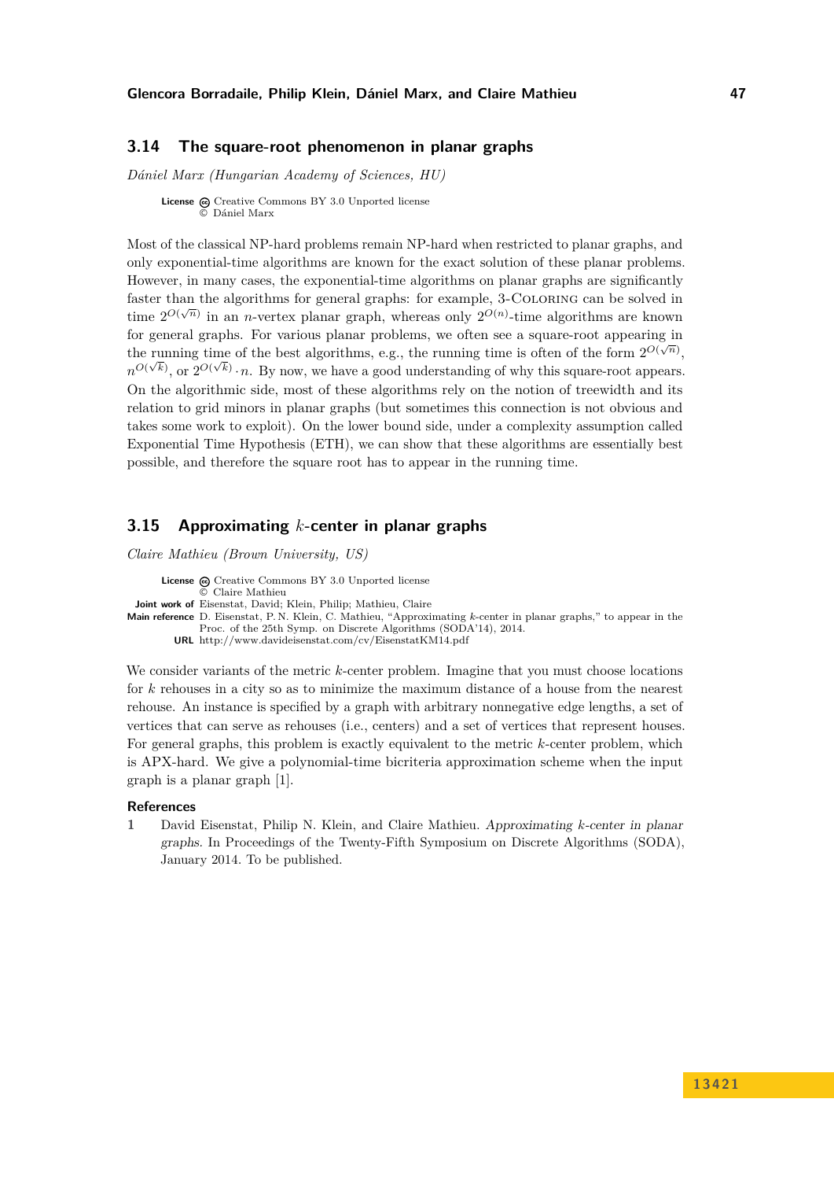### 3.14 The square-root phenomenon in planar graphs

*Dániel Marx (Hungarian Academy of Sciences, HU)*

**License** Creative Commons BY 3.0 Unported license
© Dániel Marx

Most of the classical NP-hard problems remain NP-hard when restricted to planar graphs, and only exponential-time algorithms are known for the exact solution of these planar problems. However, in many cases, the exponential-time algorithms on planar graphs are significantly faster than the algorithms for general graphs: for example, 3-Coloring can be solved in time $2^{O(\sqrt{n})}$ in an $n$-vertex planar graph, whereas only $2^{O(n)}$-time algorithms are known for general graphs. For various planar problems, we often see a square-root appearing in the running time of the best algorithms, e.g., the running time is often of the form $2^{O(\sqrt{n})}$, $n^{O(\sqrt{k})}$, or $2^{O(\sqrt{k})} \cdot n$. By now, we have a good understanding of why this square-root appears. On the algorithmic side, most of these algorithms rely on the notion of treewidth and its relation to grid minors in planar graphs (but sometimes this connection is not obvious and takes some work to exploit). On the lower bound side, under a complexity assumption called Exponential Time Hypothesis (ETH), we can show that these algorithms are essentially best possible, and therefore the square root has to appear in the running time.

### 3.15 Approximating $k$-center in planar graphs

*Claire Mathieu (Brown University, US)*

**License** Creative Commons BY 3.0 Unported license
© Claire Mathieu
**Joint work of** Eisenstat, David; Klein, Philip; Mathieu, Claire
**Main reference** D. Eisenstat, P. N. Klein, C. Mathieu, "Approximating $k$-center in planar graphs," to appear in the Proc. of the 25th Symp. on Discrete Algorithms (SODA'14), 2014.
**URL** http://www.davideisenstat.com/cv/EisenstatKM14.pdf

We consider variants of the metric $k$-center problem. Imagine that you must choose locations for $k$ rehouses in a city so as to minimize the maximum distance of a house from the nearest rehouse. An instance is specified by a graph with arbitrary nonnegative edge lengths, a set of vertices that can serve as rehouses (i.e., centers) and a set of vertices that represent houses. For general graphs, this problem is exactly equivalent to the metric $k$-center problem, which is APX-hard. We give a polynomial-time bicriteria approximation scheme when the input graph is a planar graph [1].

#### References

1. David Eisenstat, Philip N. Klein, and Claire Mathieu. *Approximating $k$-center in planar graphs*. In Proceedings of the Twenty-Fifth Symposium on Discrete Algorithms (SODA), January 2014. To be published.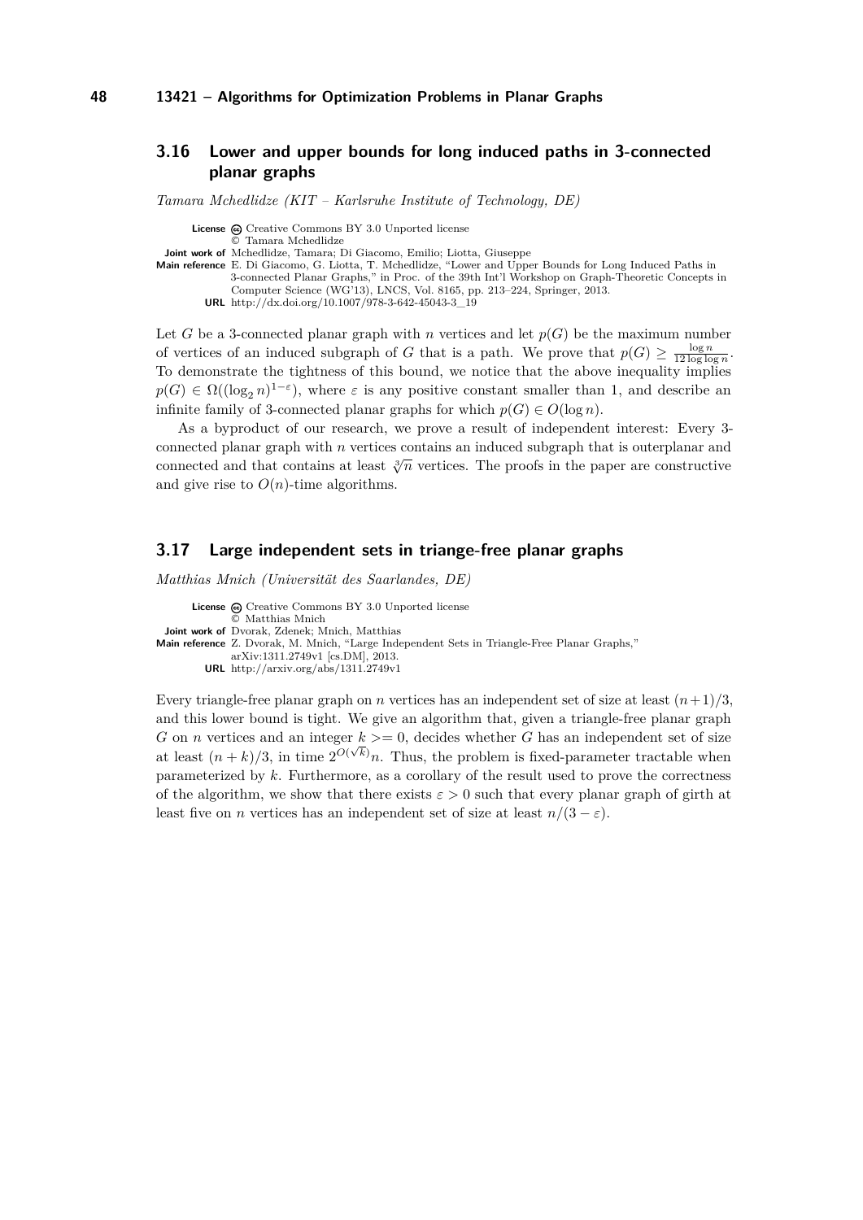### 3.16 Lower and upper bounds for long induced paths in 3-connected planar graphs

*Tamara Mchedlidze (KIT – Karlsruhe Institute of Technology, DE)*

**License** Creative Commons BY 3.0 Unported license
© Tamara Mchedlidze
**Joint work of** Mchedlidze, Tamara; Di Giacomo, Emilio; Liotta, Giuseppe
**Main reference** E. Di Giacomo, G. Liotta, T. Mchedlidze, "Lower and Upper Bounds for Long Induced Paths in 3-connected Planar Graphs," in Proc. of the 39th Int'l Workshop on Graph-Theoretic Concepts in Computer Science (WG'13), LNCS, Vol. 8165, pp. 213–224, Springer, 2013.
**URL** http://dx.doi.org/10.1007/978-3-642-45043-3_19

Let $G$ be a 3-connected planar graph with $n$ vertices and let $p(G)$ be the maximum number of vertices of an induced subgraph of $G$ that is a path. We prove that $p(G) \geq \frac{\log n}{12 \log \log n}$. To demonstrate the tightness of this bound, we notice that the above inequality implies $p(G) \in \Omega((\log_2 n)^{1-\varepsilon})$, where $\varepsilon$ is any positive constant smaller than 1, and describe an infinite family of 3-connected planar graphs for which $p(G) \in O(\log n)$.

As a byproduct of our research, we prove a result of independent interest: Every 3-connected planar graph with $n$ vertices contains an induced subgraph that is outerplanar and connected and that contains at least $\sqrt[3]{n}$ vertices. The proofs in the paper are constructive and give rise to $O(n)$-time algorithms.

### 3.17 Large independent sets in triange-free planar graphs

*Matthias Mnich (Universität des Saarlandes, DE)*

**License** Creative Commons BY 3.0 Unported license
© Matthias Mnich
**Joint work of** Dvorak, Zdenek; Mnich, Matthias
**Main reference** Z. Dvorak, M. Mnich, "Large Independent Sets in Triangle-Free Planar Graphs," arXiv:1311.2749v1 [cs.DM], 2013.
**URL** http://arxiv.org/abs/1311.2749v1

Every triangle-free planar graph on $n$ vertices has an independent set of size at least $(n+1)/3$, and this lower bound is tight. We give an algorithm that, given a triangle-free planar graph $G$ on $n$ vertices and an integer $k >= 0$, decides whether $G$ has an independent set of size at least $(n+k)/3$, in time $2^{O(\sqrt{k})}n$. Thus, the problem is fixed-parameter tractable when parameterized by $k$. Furthermore, as a corollary of the result used to prove the correctness of the algorithm, we show that there exists $\varepsilon > 0$ such that every planar graph of girth at least five on $n$ vertices has an independent set of size at least $n/(3 - \varepsilon)$.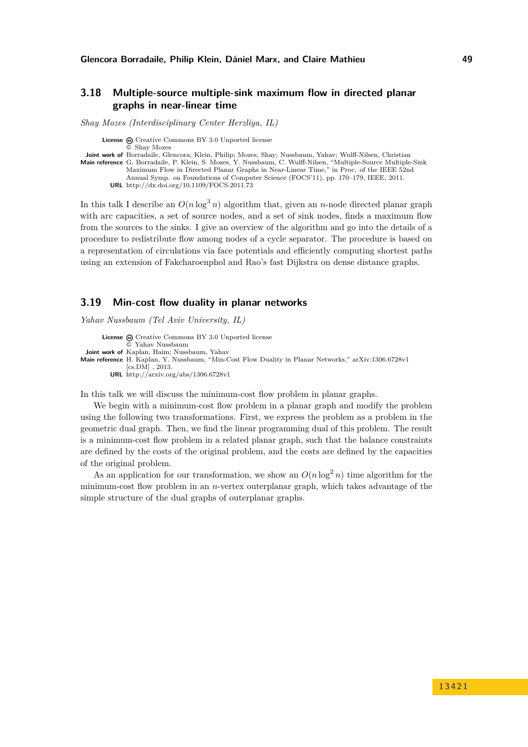### 3.18 Multiple-source multiple-sink maximum flow in directed planar graphs in near-linear time

*Shay Mozes (Interdisciplinary Center Herzliya, IL)*

**License** Creative Commons BY 3.0 Unported license
© Shay Mozes
**Joint work of** Borradaile, Glencora; Klein, Philip; Mozes, Shay; Nussbaum, Yahav; Wulff-Nilsen, Christian
**Main reference** G. Borradaile, P. Klein, S. Mozes, Y. Nussbaum, C. Wulff-Nilsen, "Multiple-Source Multiple-Sink Maximum Flow in Directed Planar Graphs in Near-Linear Time," in Proc. of the IEEE 52nd Annual Symp. on Foundations of Computer Science (FOCS'11), pp. 170–179, IEEE, 2011.
**URL** http://dx.doi.org/10.1109/FOCS.2011.73

In this talk I describe an $O(n \log^3 n)$ algorithm that, given an $n$-node directed planar graph with arc capacities, a set of source nodes, and a set of sink nodes, finds a maximum flow from the sources to the sinks. I give an overview of the algorithm and go into the details of a procedure to redistribute flow among nodes of a cycle separator. The procedure is based on a representation of circulations via face potentials and efficiently computing shortest paths using an extension of Fakcharoenphol and Rao's fast Dijkstra on dense distance graphs.

### 3.19 Min-cost flow duality in planar networks

*Yahav Nussbaum (Tel Aviv University, IL)*

**License** Creative Commons BY 3.0 Unported license
© Yahav Nussbaum
**Joint work of** Kaplan, Haim; Nussbaum, Yahav
**Main reference** H. Kaplan, Y. Nussbaum, "Min-Cost Flow Duality in Planar Networks," arXiv:1306.6728v1 [cs.DM] , 2013.
**URL** http://arxiv.org/abs/1306.6728v1

In this talk we will discuss the minimum-cost flow problem in planar graphs.

We begin with a minimum-cost flow problem in a planar graph and modify the problem using the following two transformations. First, we express the problem as a problem in the geometric dual graph. Then, we find the linear programming dual of this problem. The result is a minimum-cost flow problem in a related planar graph, such that the balance constraints are defined by the costs of the original problem, and the costs are defined by the capacities of the original problem.

As an application for our transformation, we show an $O(n \log^2 n)$ time algorithm for the minimum-cost flow problem in an $n$-vertex outerplanar graph, which takes advantage of the simple structure of the dual graphs of outerplanar graphs.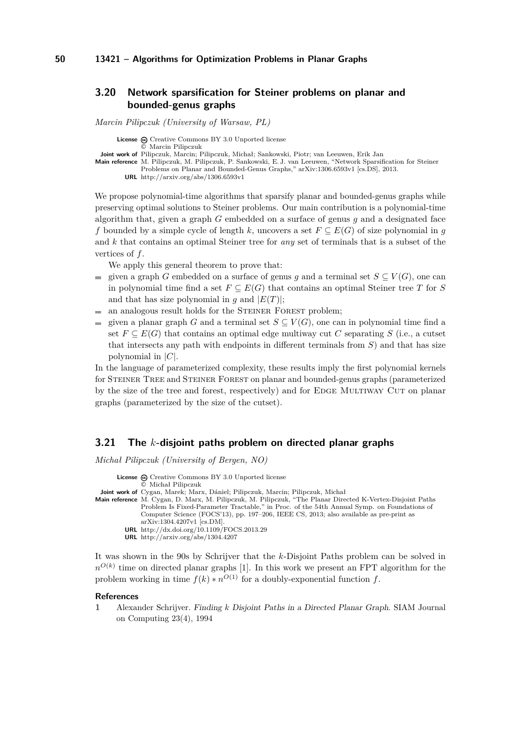### 3.20 Network sparsification for Steiner problems on planar and bounded-genus graphs

*Marcin Pilipczuk (University of Warsaw, PL)*

**License** Creative Commons BY 3.0 Unported license
© Marcin Pilipczuk
**Joint work of** Pilipczuk, Marcin; Pilipczuk, Michał; Sankowski, Piotr; van Leeuwen, Erik Jan
**Main reference** M. Pilipczuk, M. Pilipczuk, P. Sankowski, E. J. van Leeuwen, "Network Sparsification for Steiner Problems on Planar and Bounded-Genus Graphs," arXiv:1306.6593v1 [cs.DS], 2013.
**URL** http://arxiv.org/abs/1306.6593v1

We propose polynomial-time algorithms that sparsify planar and bounded-genus graphs while preserving optimal solutions to Steiner problems. Our main contribution is a polynomial-time algorithm that, given a graph $G$ embedded on a surface of genus $g$ and a designated face $f$ bounded by a simple cycle of length $k$, uncovers a set $F \subseteq E(G)$ of size polynomial in $g$ and $k$ that contains an optimal Steiner tree for *any* set of terminals that is a subset of the vertices of $f$.

We apply this general theorem to prove that:

- given a graph $G$ embedded on a surface of genus $g$ and a terminal set $S \subseteq V(G)$, one can in polynomial time find a set $F \subseteq E(G)$ that contains an optimal Steiner tree $T$ for $S$ and that has size polynomial in $g$ and $|E(T)|$;
- an analogous result holds for the Steiner Forest problem;
- given a planar graph $G$ and a terminal set $S \subseteq V(G)$, one can in polynomial time find a set $F \subseteq E(G)$ that contains an optimal edge multiway cut $C$ separating $S$ (i.e., a cutset that intersects any path with endpoints in different terminals from $S$) and that has size polynomial in $|C|$.

In the language of parameterized complexity, these results imply the first polynomial kernels for Steiner Tree and Steiner Forest on planar and bounded-genus graphs (parameterized by the size of the tree and forest, respectively) and for Edge Multiway Cut on planar graphs (parameterized by the size of the cutset).

### 3.21 The $k$-disjoint paths problem on directed planar graphs

*Michał Pilipczuk (University of Bergen, NO)*

**License** Creative Commons BY 3.0 Unported license
© Michał Pilipczuk
**Joint work of** Cygan, Marek; Marx, Dániel; Pilipczuk, Marcin; Pilipczuk, Michał
**Main reference** M. Cygan, D. Marx, M. Pilipczuk, M. Pilipczuk, "The Planar Directed K-Vertex-Disjoint Paths Problem Is Fixed-Parameter Tractable," in Proc. of the 54th Annual Symp. on Foundations of Computer Science (FOCS'13), pp. 197–206, IEEE CS, 2013; also available as pre-print as arXiv:1304.4207v1 [cs.DM].
**URL** http://dx.doi.org/10.1109/FOCS.2013.29
**URL** http://arxiv.org/abs/1304.4207

It was shown in the 90s by Schrijver that the $k$-Disjoint Paths problem can be solved in $n^{O(k)}$ time on directed planar graphs [1]. In this work we present an FPT algorithm for the problem working in time $f(k) * n^{O(1)}$ for a doubly-exponential function $f$.

#### References

1. Alexander Schrijver. *Finding k Disjoint Paths in a Directed Planar Graph*. SIAM Journal on Computing 23(4), 1994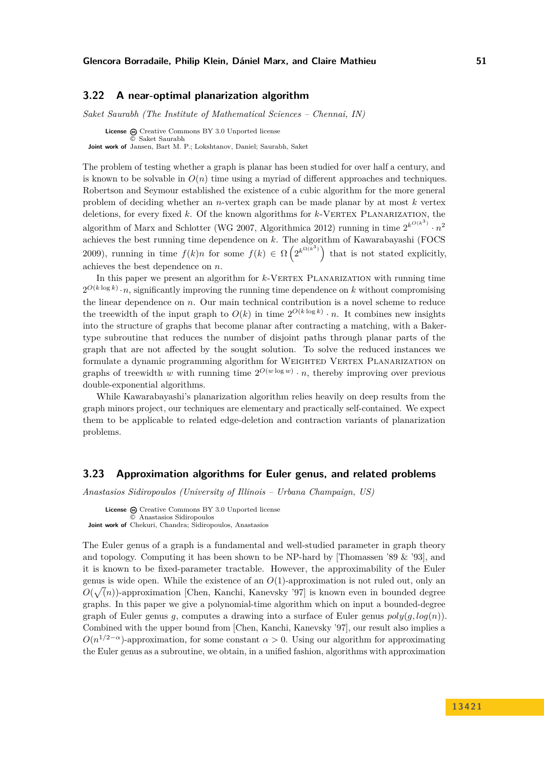### 3.22 A near-optimal planarization algorithm

*Saket Saurabh (The Institute of Mathematical Sciences – Chennai, IN)*

**License** Creative Commons BY 3.0 Unported license
© Saket Saurabh
**Joint work of** Jansen, Bart M. P.; Lokshtanov, Daniel; Saurabh, Saket

The problem of testing whether a graph is planar has been studied for over half a century, and is known to be solvable in $O(n)$ time using a myriad of different approaches and techniques. Robertson and Seymour established the existence of a cubic algorithm for the more general problem of deciding whether an $n$-vertex graph can be made planar by at most $k$ vertex deletions, for every fixed $k$. Of the known algorithms for $k$-Vertex Planarization, the algorithm of Marx and Schlotter (WG 2007, Algorithmica 2012) running in time $2^{k^{O(k^3)}} \cdot n^2$ achieves the best running time dependence on $k$. The algorithm of Kawarabayashi (FOCS 2009), running in time $f(k)n$ for some $f(k) \in \Omega\left(2^{k^{\Omega(k^3)}}\right)$ that is not stated explicitly, achieves the best dependence on $n$.

In this paper we present an algorithm for $k$-Vertex Planarization with running time $2^{O(k \log k)} \cdot n$, significantly improving the running time dependence on $k$ without compromising the linear dependence on $n$. Our main technical contribution is a novel scheme to reduce the treewidth of the input graph to $O(k)$ in time $2^{O(k \log k)} \cdot n$. It combines new insights into the structure of graphs that become planar after contracting a matching, with a Baker-type subroutine that reduces the number of disjoint paths through planar parts of the graph that are not affected by the sought solution. To solve the reduced instances we formulate a dynamic programming algorithm for Weighted Vertex Planarization on graphs of treewidth $w$ with running time $2^{O(w \log w)} \cdot n$, thereby improving over previous double-exponential algorithms.

While Kawarabayashi's planarization algorithm relies heavily on deep results from the graph minors project, our techniques are elementary and practically self-contained. We expect them to be applicable to related edge-deletion and contraction variants of planarization problems.

### 3.23 Approximation algorithms for Euler genus, and related problems

*Anastasios Sidiropoulos (University of Illinois – Urbana Champaign, US)*

**License** Creative Commons BY 3.0 Unported license
© Anastasios Sidiropoulos
**Joint work of** Chekuri, Chandra; Sidiropoulos, Anastasios

The Euler genus of a graph is a fundamental and well-studied parameter in graph theory and topology. Computing it has been shown to be NP-hard by [Thomassen '89 & '93], and it is known to be fixed-parameter tractable. However, the approximability of the Euler genus is wide open. While the existence of an $O(1)$-approximation is not ruled out, only an $O(\sqrt(n))$-approximation [Chen, Kanchi, Kanevsky '97] is known even in bounded degree graphs. In this paper we give a polynomial-time algorithm which on input a bounded-degree graph of Euler genus $g$, computes a drawing into a surface of Euler genus $poly(g, log(n))$. Combined with the upper bound from [Chen, Kanchi, Kanevsky '97], our result also implies a $O(n^{1/2-\alpha})$-approximation, for some constant $\alpha > 0$. Using our algorithm for approximating the Euler genus as a subroutine, we obtain, in a unified fashion, algorithms with approximation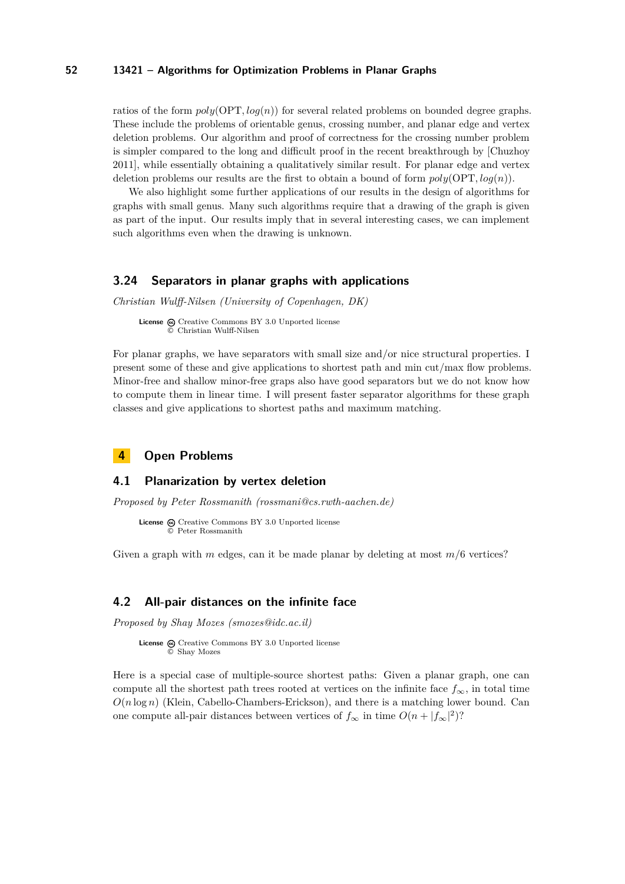ratios of the form $poly(\text{OPT}, log(n))$ for several related problems on bounded degree graphs. These include the problems of orientable genus, crossing number, and planar edge and vertex deletion problems. Our algorithm and proof of correctness for the crossing number problem is simpler compared to the long and difficult proof in the recent breakthrough by [Chuzhoy 2011], while essentially obtaining a qualitatively similar result. For planar edge and vertex deletion problems our results are the first to obtain a bound of form $poly(\text{OPT}, log(n))$.

We also highlight some further applications of our results in the design of algorithms for graphs with small genus. Many such algorithms require that a drawing of the graph is given as part of the input. Our results imply that in several interesting cases, we can implement such algorithms even when the drawing is unknown.

### 3.24 Separators in planar graphs with applications

*Christian Wulff-Nilsen (University of Copenhagen, DK)*

**License** Creative Commons BY 3.0 Unported license
© Christian Wulff-Nilsen

For planar graphs, we have separators with small size and/or nice structural properties. I present some of these and give applications to shortest path and min cut/max flow problems. Minor-free and shallow minor-free graps also have good separators but we do not know how to compute them in linear time. I will present faster separator algorithms for these graph classes and give applications to shortest paths and maximum matching.

## 4 Open Problems

### 4.1 Planarization by vertex deletion

*Proposed by Peter Rossmanith (rossmani@cs.rwth-aachen.de)*

**License** Creative Commons BY 3.0 Unported license
© Peter Rossmanith

Given a graph with $m$ edges, can it be made planar by deleting at most $m/6$ vertices?

### 4.2 All-pair distances on the infinite face

*Proposed by Shay Mozes (smozes@idc.ac.il)*

**License** Creative Commons BY 3.0 Unported license
© Shay Mozes

Here is a special case of multiple-source shortest paths: Given a planar graph, one can compute all the shortest path trees rooted at vertices on the infinite face $f_\infty$, in total time $O(n \log n)$ (Klein, Cabello-Chambers-Erickson), and there is a matching lower bound. Can one compute all-pair distances between vertices of $f_\infty$ in time $O(n + |f_\infty|^2)$?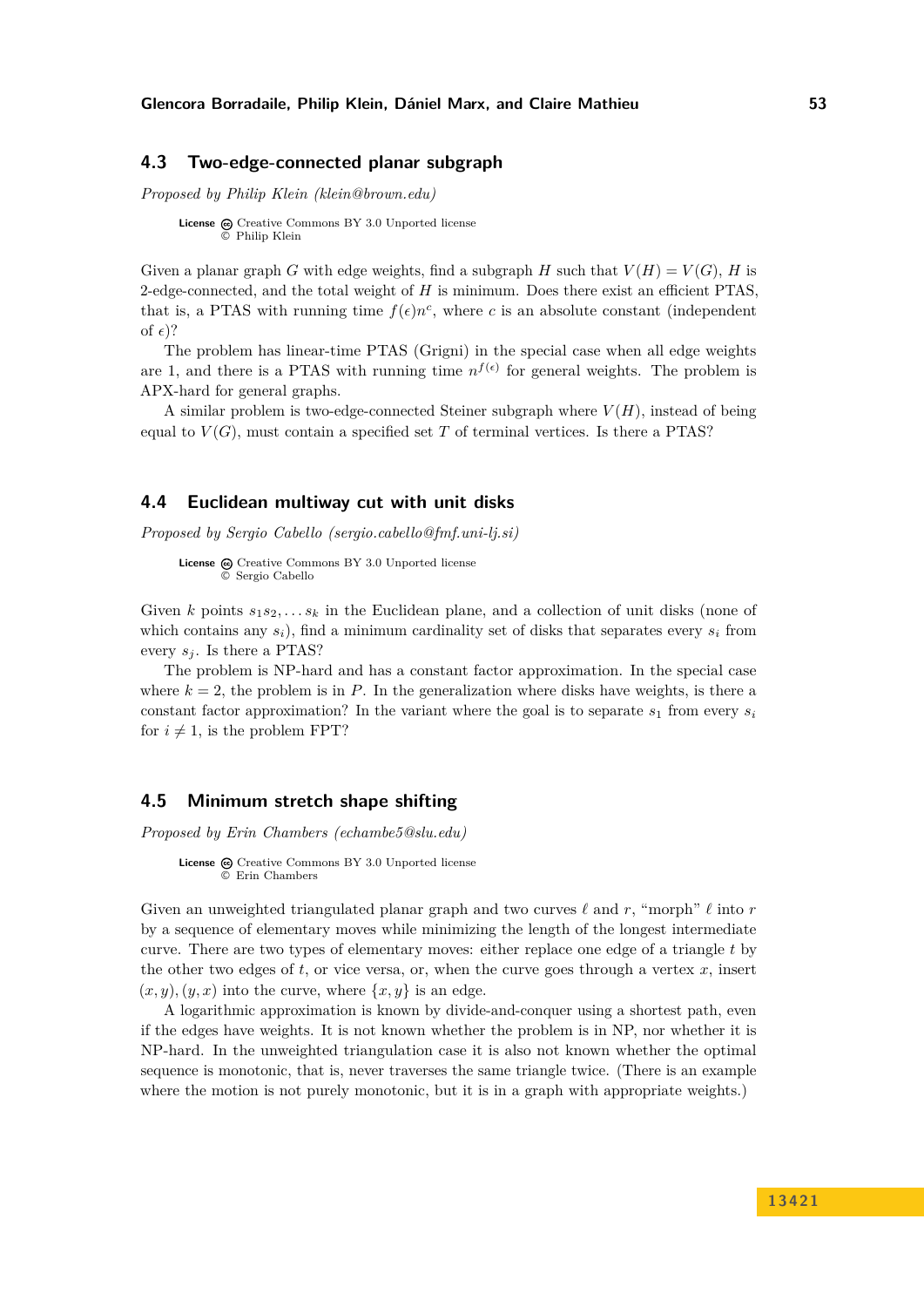## 4.3 Two-edge-connected planar subgraph

*Proposed by Philip Klein (klein@brown.edu)*

**License** Creative Commons BY 3.0 Unported license
© Philip Klein

Given a planar graph $G$ with edge weights, find a subgraph $H$ such that $V(H) = V(G)$, $H$ is 2-edge-connected, and the total weight of $H$ is minimum. Does there exist an efficient PTAS, that is, a PTAS with running time $f(\epsilon)n^c$, where $c$ is an absolute constant (independent of $\epsilon$)?

The problem has linear-time PTAS (Grigni) in the special case when all edge weights are 1, and there is a PTAS with running time $n^{f(\epsilon)}$ for general weights. The problem is APX-hard for general graphs.

A similar problem is two-edge-connected Steiner subgraph where $V(H)$, instead of being equal to $V(G)$, must contain a specified set $T$ of terminal vertices. Is there a PTAS?

## 4.4 Euclidean multiway cut with unit disks

*Proposed by Sergio Cabello (sergio.cabello@fmf.uni-lj.si)*

**License** Creative Commons BY 3.0 Unported license
© Sergio Cabello

Given $k$ points $s_1 s_2, \ldots s_k$ in the Euclidean plane, and a collection of unit disks (none of which contains any $s_i$), find a minimum cardinality set of disks that separates every $s_i$ from every $s_j$. Is there a PTAS?

The problem is NP-hard and has a constant factor approximation. In the special case where $k = 2$, the problem is in $P$. In the generalization where disks have weights, is there a constant factor approximation? In the variant where the goal is to separate $s_1$ from every $s_i$ for $i \neq 1$, is the problem FPT?

## 4.5 Minimum stretch shape shifting

*Proposed by Erin Chambers (echambe5@slu.edu)*

**License** Creative Commons BY 3.0 Unported license
© Erin Chambers

Given an unweighted triangulated planar graph and two curves $\ell$ and $r$, "morph" $\ell$ into $r$ by a sequence of elementary moves while minimizing the length of the longest intermediate curve. There are two types of elementary moves: either replace one edge of a triangle $t$ by the other two edges of $t$, or vice versa, or, when the curve goes through a vertex $x$, insert $(x, y), (y, x)$ into the curve, where $\{x, y\}$ is an edge.

A logarithmic approximation is known by divide-and-conquer using a shortest path, even if the edges have weights. It is not known whether the problem is in NP, nor whether it is NP-hard. In the unweighted triangulation case it is also not known whether the optimal sequence is monotonic, that is, never traverses the same triangle twice. (There is an example where the motion is not purely monotonic, but it is in a graph with appropriate weights.)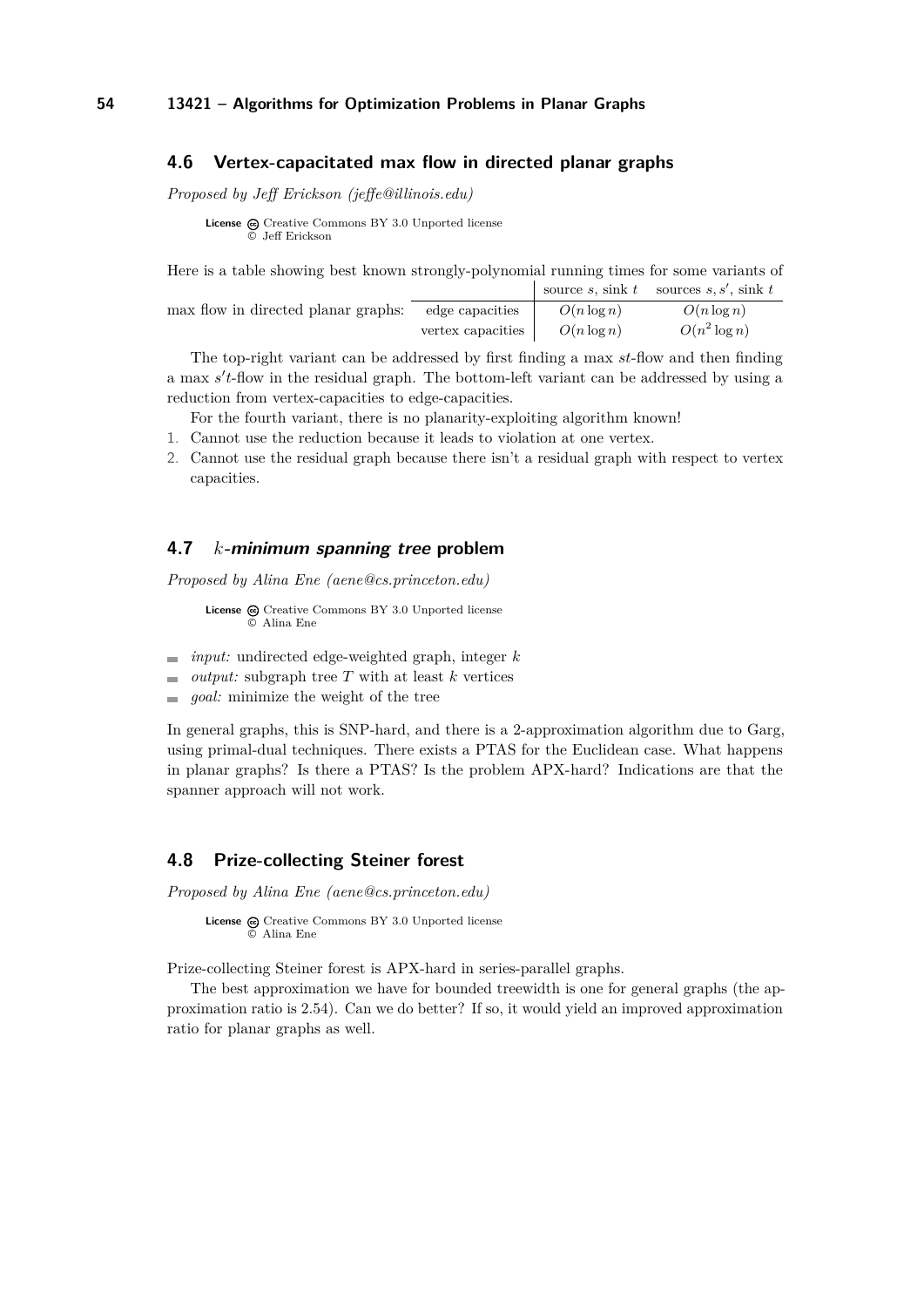## 4.6 Vertex-capacitated max flow in directed planar graphs

*Proposed by Jeff Erickson (jeffe@illinois.edu)*

**License** Creative Commons BY 3.0 Unported license
© Jeff Erickson

Here is a table showing best known strongly-polynomial running times for some variants of max flow in directed planar graphs:

| | | source $s$, sink $t$ | sources $s, s'$, sink $t$ |
|---|---|---|---|
| max flow in directed planar graphs: | edge capacities | $O(n \log n)$ | $O(n \log n)$ |
| | vertex capacities | $O(n \log n)$ | $O(n^2 \log n)$ |

The top-right variant can be addressed by first finding a max $st$-flow and then finding a max $s't$-flow in the residual graph. The bottom-left variant can be addressed by using a reduction from vertex-capacities to edge-capacities.

For the fourth variant, there is no planarity-exploiting algorithm known!

1. Cannot use the reduction because it leads to violation at one vertex.
2. Cannot use the residual graph because there isn't a residual graph with respect to vertex capacities.

## 4.7 $k$-*minimum spanning tree* problem

*Proposed by Alina Ene (aene@cs.princeton.edu)*

**License** Creative Commons BY 3.0 Unported license
© Alina Ene

- *input:* undirected edge-weighted graph, integer $k$
- *output:* subgraph tree $T$ with at least $k$ vertices
- *goal:* minimize the weight of the tree

In general graphs, this is SNP-hard, and there is a 2-approximation algorithm due to Garg, using primal-dual techniques. There exists a PTAS for the Euclidean case. What happens in planar graphs? Is there a PTAS? Is the problem APX-hard? Indications are that the spanner approach will not work.

## 4.8 Prize-collecting Steiner forest

*Proposed by Alina Ene (aene@cs.princeton.edu)*

**License** Creative Commons BY 3.0 Unported license
© Alina Ene

Prize-collecting Steiner forest is APX-hard in series-parallel graphs.

The best approximation we have for bounded treewidth is one for general graphs (the approximation ratio is 2.54). Can we do better? If so, it would yield an improved approximation ratio for planar graphs as well.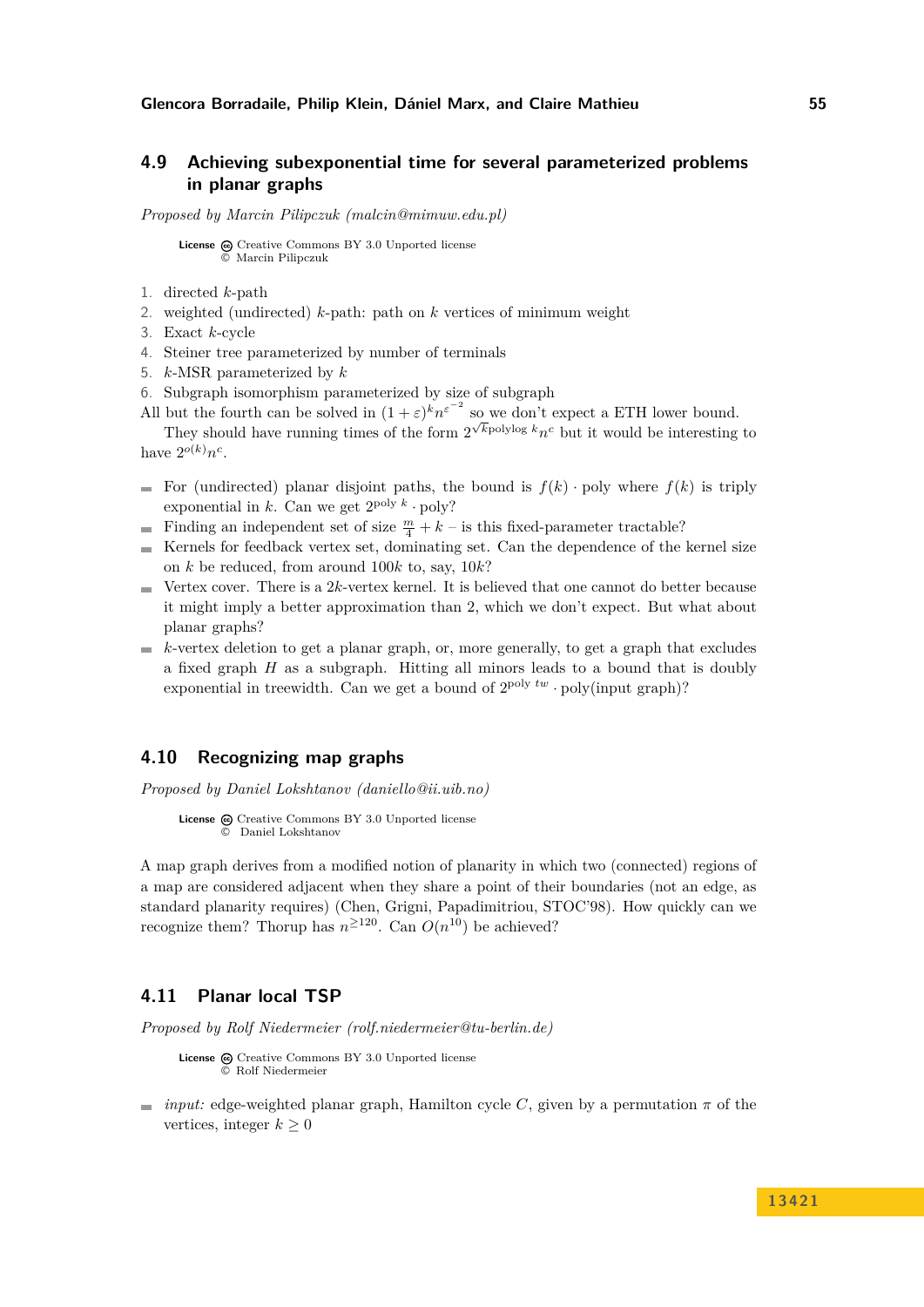## 4.9 Achieving subexponential time for several parameterized problems in planar graphs

*Proposed by Marcin Pilipczuk (malcin@mimuw.edu.pl)*

**License** Creative Commons BY 3.0 Unported license
© Marcin Pilipczuk

1. directed $k$-path
2. weighted (undirected) $k$-path: path on $k$ vertices of minimum weight
3. Exact $k$-cycle
4. Steiner tree parameterized by number of terminals
5. $k$-MSR parameterized by $k$
6. Subgraph isomorphism parameterized by size of subgraph

All but the fourth can be solved in $(1+\varepsilon)^k n^{\varepsilon^{-2}}$ so we don't expect a ETH lower bound.

They should have running times of the form $2^{\sqrt{k}\text{polylog } k} n^c$ but it would be interesting to have $2^{o(k)} n^c$.

- For (undirected) planar disjoint paths, the bound is $f(k) \cdot \text{poly}$ where $f(k)$ is triply exponential in $k$. Can we get $2^{\text{poly } k} \cdot \text{poly}$?
- Finding an independent set of size $\frac{m}{4} + k$ – is this fixed-parameter tractable?
- Kernels for feedback vertex set, dominating set. Can the dependence of the kernel size on $k$ be reduced, from around $100k$ to, say, $10k$?
- Vertex cover. There is a $2k$-vertex kernel. It is believed that one cannot do better because it might imply a better approximation than 2, which we don't expect. But what about planar graphs?
- $k$-vertex deletion to get a planar graph, or, more generally, to get a graph that excludes a fixed graph $H$ as a subgraph. Hitting all minors leads to a bound that is doubly exponential in treewidth. Can we get a bound of $2^{\text{poly } tw} \cdot \text{poly(input graph)}$?

## 4.10 Recognizing map graphs

*Proposed by Daniel Lokshtanov (daniello@ii.uib.no)*

**License** Creative Commons BY 3.0 Unported license
© Daniel Lokshtanov

A map graph derives from a modified notion of planarity in which two (connected) regions of a map are considered adjacent when they share a point of their boundaries (not an edge, as standard planarity requires) (Chen, Grigni, Papadimitriou, STOC'98). How quickly can we recognize them? Thorup has $n^{\geq 120}$. Can $O(n^{10})$ be achieved?

## 4.11 Planar local TSP

*Proposed by Rolf Niedermeier (rolf.niedermeier@tu-berlin.de)*

**License** Creative Commons BY 3.0 Unported license
© Rolf Niedermeier

- *input:* edge-weighted planar graph, Hamilton cycle $C$, given by a permutation $\pi$ of the vertices, integer $k \geq 0$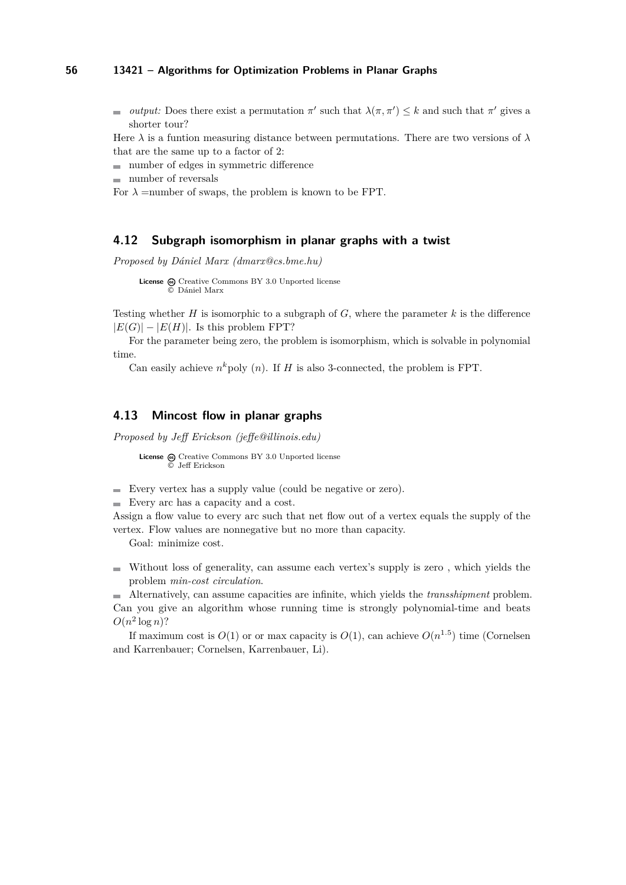- *output:* Does there exist a permutation $\pi'$ such that $\lambda(\pi, \pi') \leq k$ and such that $\pi'$ gives a shorter tour?

Here $\lambda$ is a funtion measuring distance between permutations. There are two versions of $\lambda$ that are the same up to a factor of 2:

- number of edges in symmetric difference
- number of reversals

For $\lambda$ =number of swaps, the problem is known to be FPT.

### 4.12 Subgraph isomorphism in planar graphs with a twist

*Proposed by Dániel Marx (dmarx@cs.bme.hu)*

**License** Creative Commons BY 3.0 Unported license
© Dániel Marx

Testing whether $H$ is isomorphic to a subgraph of $G$, where the parameter $k$ is the difference $|E(G)| - |E(H)|$. Is this problem FPT?

For the parameter being zero, the problem is isomorphism, which is solvable in polynomial time.

Can easily achieve $n^k$poly $(n)$. If $H$ is also 3-connected, the problem is FPT.

### 4.13 Mincost flow in planar graphs

*Proposed by Jeff Erickson (jeffe@illinois.edu)*

**License** Creative Commons BY 3.0 Unported license
© Jeff Erickson

- Every vertex has a supply value (could be negative or zero).
- Every arc has a capacity and a cost.

Assign a flow value to every arc such that net flow out of a vertex equals the supply of the vertex. Flow values are nonnegative but no more than capacity.

Goal: minimize cost.

- Without loss of generality, can assume each vertex's supply is zero , which yields the problem *min-cost circulation*.
- Alternatively, can assume capacities are infinite, which yields the *transshipment* problem.

Can you give an algorithm whose running time is strongly polynomial-time and beats $O(n^2 \log n)$?

If maximum cost is $O(1)$ or or max capacity is $O(1)$, can achieve $O(n^{1.5})$ time (Cornelsen and Karrenbauer; Cornelsen, Karrenbauer, Li).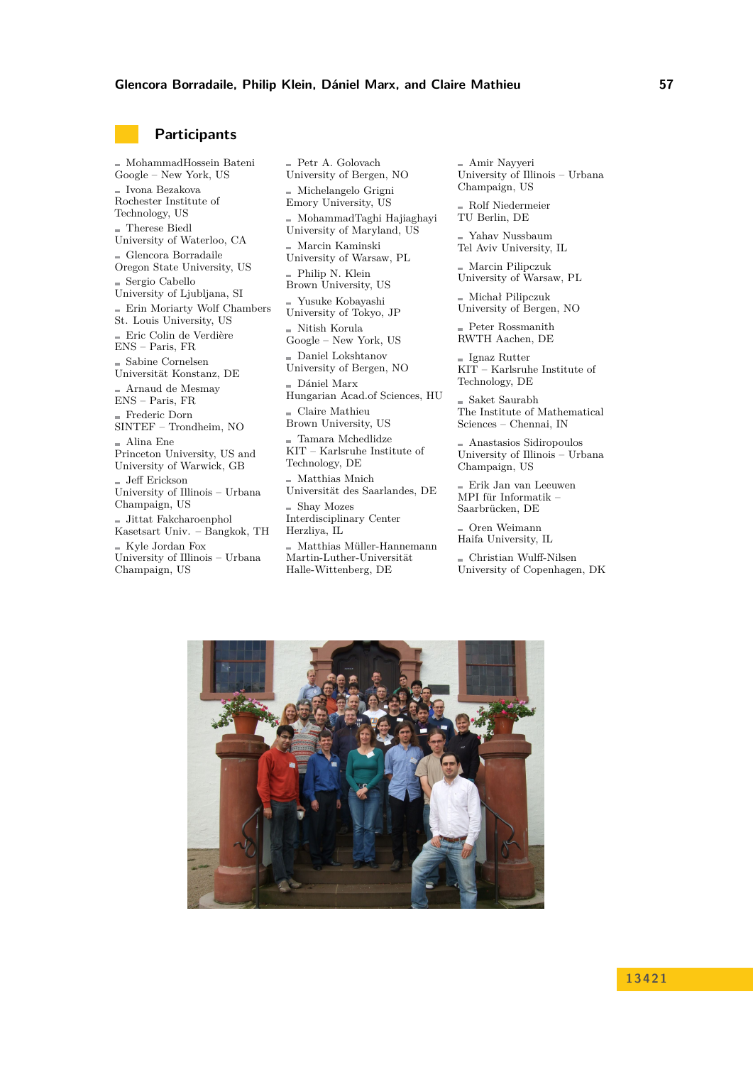## Participants

- MohammadHossein Bateni
Google – New York, US
- Ivona Bezakova
Rochester Institute of Technology, US
- Therese Biedl
University of Waterloo, CA
- Glencora Borradaile
Oregon State University, US
- Sergio Cabello
University of Ljubljana, SI
- Erin Moriarty Wolf Chambers
St. Louis University, US
- Eric Colin de Verdière
ENS – Paris, FR
- Sabine Cornelsen
Universität Konstanz, DE
- Arnaud de Mesmay
ENS – Paris, FR
- Frederic Dorn
SINTEF – Trondheim, NO
- Alina Ene
Princeton University, US and University of Warwick, GB
- Jeff Erickson
University of Illinois – Urbana Champaign, US
- Jittat Fakcharoenphol
Kasetsart Univ. – Bangkok, TH
- Kyle Jordan Fox
University of Illinois – Urbana Champaign, US
- Petr A. Golovach
University of Bergen, NO
- Michelangelo Grigni
Emory University, US
- MohammadTaghi Hajiaghayi
University of Maryland, US
- Marcin Kaminski
University of Warsaw, PL
- Philip N. Klein
Brown University, US
- Yusuke Kobayashi
University of Tokyo, JP
- Nitish Korula
Google – New York, US
- Daniel Lokshtanov
University of Bergen, NO
- Dániel Marx
Hungarian Acad.of Sciences, HU
- Claire Mathieu
Brown University, US
- Tamara Mchedlidze
KIT – Karlsruhe Institute of Technology, DE
- Matthias Mnich
Universität des Saarlandes, DE
- Shay Mozes
Interdisciplinary Center Herzliya, IL
- Matthias Müller-Hannemann
Martin-Luther-Universität Halle-Wittenberg, DE
- Amir Nayyeri
University of Illinois – Urbana Champaign, US
- Rolf Niedermeier
TU Berlin, DE
- Yahav Nussbaum
Tel Aviv University, IL
- Marcin Pilipczuk
University of Warsaw, PL
- Michał Pilipczuk
University of Bergen, NO
- Peter Rossmanith
RWTH Aachen, DE
- Ignaz Rutter
KIT – Karlsruhe Institute of Technology, DE
- Saket Saurabh
The Institute of Mathematical Sciences – Chennai, IN
- Anastasios Sidiropoulos
University of Illinois – Urbana Champaign, US
- Erik Jan van Leeuwen
MPI für Informatik – Saarbrücken, DE
- Oren Weimann
Haifa University, IL
- Christian Wulff-Nilsen
University of Copenhagen, DK